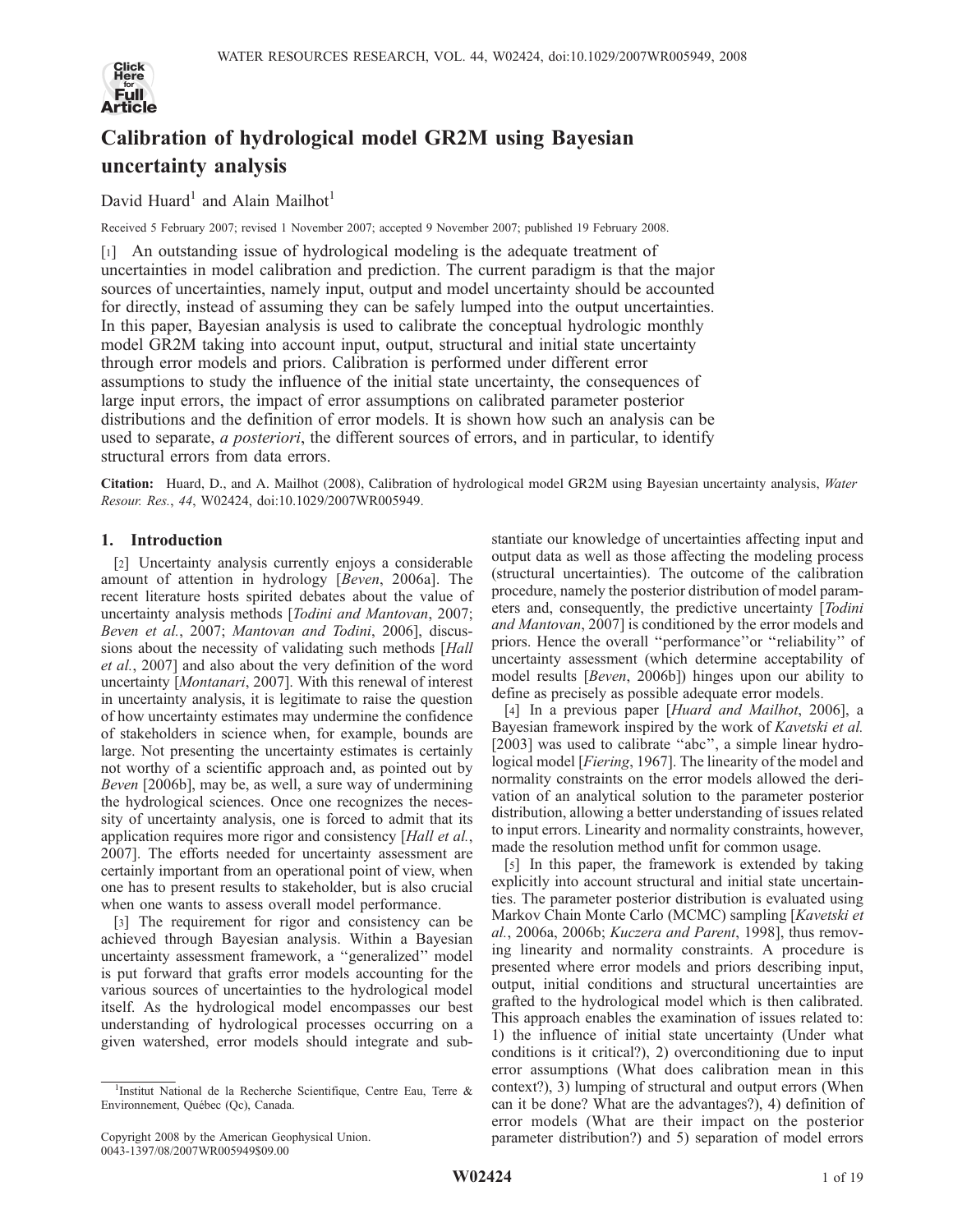# Calibration of hydrological model GR2M using Bayesian uncertainty analysis

David Huard[1] and Alain Mailhot[1]

Received 5 February 2007; revised 1 November 2007; accepted 9 November 2007; published 19 February 2008.

[1] An outstanding issue of hydrological modeling is the adequate treatment of uncertainties in model calibration and prediction. The current paradigm is that the major sources of uncertainties, namely input, output and model uncertainty should be accounted for directly, instead of assuming they can be safely lumped into the output uncertainties. In this paper, Bayesian analysis is used to calibrate the conceptual hydrologic monthly model GR2M taking into account input, output, structural and initial state uncertainty through error models and priors. Calibration is performed under different error assumptions to study the influence of the initial state uncertainty, the consequences of large input errors, the impact of error assumptions on calibrated parameter posterior distributions and the definition of error models. It is shown how such an analysis can be used to separate, *a posteriori*, the different sources of errors, and in particular, to identify structural errors from data errors.

**Citation:** Huard, D., and A. Mailhot (2008), Calibration of hydrological model GR2M using Bayesian uncertainty analysis, *Water Resour. Res.*, *44*, W02424, doi:10.1029/2007WR005949.

## 1. Introduction

[2] Uncertainty analysis currently enjoys a considerable amount of attention in hydrology [*Beven*, 2006a]. The recent literature hosts spirited debates about the value of uncertainty analysis methods [*Todini and Mantovan*, 2007; *Beven et al.*, 2007; *Mantovan and Todini*, 2006], discussions about the necessity of validating such methods [*Hall et al.*, 2007] and also about the very definition of the word uncertainty [*Montanari*, 2007]. With this renewal of interest in uncertainty analysis, it is legitimate to raise the question of how uncertainty estimates may undermine the confidence of stakeholders in science when, for example, bounds are large. Not presenting the uncertainty estimates is certainly not worthy of a scientific approach and, as pointed out by *Beven* [2006b], may be, as well, a sure way of undermining the hydrological sciences. Once one recognizes the necessity of uncertainty analysis, one is forced to admit that its application requires more rigor and consistency [*Hall et al.*, 2007]. The efforts needed for uncertainty assessment are certainly important from an operational point of view, when one has to present results to stakeholder, but is also crucial when one wants to assess overall model performance.

[3] The requirement for rigor and consistency can be achieved through Bayesian analysis. Within a Bayesian uncertainty assessment framework, a "generalized" model is put forward that grafts error models accounting for the various sources of uncertainties to the hydrological model itself. As the hydrological model encompasses our best understanding of hydrological processes occurring on a given watershed, error models should integrate and substantiate our knowledge of uncertainties affecting input and output data as well as those affecting the modeling process (structural uncertainties). The outcome of the calibration procedure, namely the posterior distribution of model parameters and, consequently, the predictive uncertainty [*Todini and Mantovan*, 2007] is conditioned by the error models and priors. Hence the overall "performance"or "reliability" of uncertainty assessment (which determine acceptability of model results [*Beven*, 2006b]) hinges upon our ability to define as precisely as possible adequate error models.

[4] In a previous paper [*Huard and Mailhot*, 2006], a Bayesian framework inspired by the work of *Kavetski et al.* [2003] was used to calibrate "abc", a simple linear hydrological model [*Fiering*, 1967]. The linearity of the model and normality constraints on the error models allowed the derivation of an analytical solution to the parameter posterior distribution, allowing a better understanding of issues related to input errors. Linearity and normality constraints, however, made the resolution method unfit for common usage.

[5] In this paper, the framework is extended by taking explicitly into account structural and initial state uncertainties. The parameter posterior distribution is evaluated using Markov Chain Monte Carlo (MCMC) sampling [*Kavetski et al.*, 2006a, 2006b; *Kuczera and Parent*, 1998], thus removing linearity and normality constraints. A procedure is presented where error models and priors describing input, output, initial conditions and structural uncertainties are grafted to the hydrological model which is then calibrated. This approach enables the examination of issues related to: 1) the influence of initial state uncertainty (Under what conditions is it critical?), 2) overconditioning due to input error assumptions (What does calibration mean in this context?), 3) lumping of structural and output errors (When can it be done? What are the advantages?), 4) definition of error models (What are their impact on the posterior parameter distribution?) and 5) separation of model errors

[1]Institut National de la Recherche Scientifique, Centre Eau, Terre & Environnement, Québec (Qc), Canada.

Copyright 2008 by the American Geophysical Union.
0043-1397/08/2007WR005949$09.00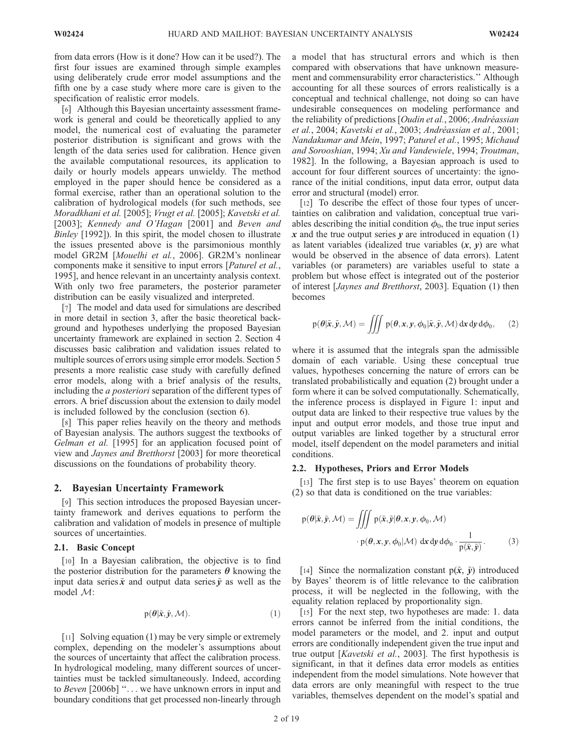from data errors (How is it done? How can it be used?). The first four issues are examined through simple examples using deliberately crude error model assumptions and the fifth one by a case study where more care is given to the specification of realistic error models.

[6] Although this Bayesian uncertainty assessment framework is general and could be theoretically applied to any model, the numerical cost of evaluating the parameter posterior distribution is significant and grows with the length of the data series used for calibration. Hence given the available computational resources, its application to daily or hourly models appears unwieldy. The method employed in the paper should hence be considered as a formal exercise, rather than an operational solution to the calibration of hydrological models (for such methods, see *Moradkhani et al.* [2005]; *Vrugt et al.* [2005]; *Kavetski et al.* [2003]; *Kennedy and O'Hagan* [2001] and *Beven and Binley* [1992]). In this spirit, the model chosen to illustrate the issues presented above is the parsimonious monthly model GR2M [*Mouelhi et al.*, 2006]. GR2M's nonlinear components make it sensitive to input errors [*Paturel et al.*, 1995], and hence relevant in an uncertainty analysis context. With only two free parameters, the posterior parameter distribution can be easily visualized and interpreted.

[7] The model and data used for simulations are described in more detail in section 3, after the basic theoretical background and hypotheses underlying the proposed Bayesian uncertainty framework are explained in section 2. Section 4 discusses basic calibration and validation issues related to multiple sources of errors using simple error models. Section 5 presents a more realistic case study with carefully defined error models, along with a brief analysis of the results, including the *a posteriori* separation of the different types of errors. A brief discussion about the extension to daily model is included followed by the conclusion (section 6).

[8] This paper relies heavily on the theory and methods of Bayesian analysis. The authors suggest the textbooks of *Gelman et al.* [1995] for an application focused point of view and *Jaynes and Bretthorst* [2003] for more theoretical discussions on the foundations of probability theory.

## 2. Bayesian Uncertainty Framework

[9] This section introduces the proposed Bayesian uncertainty framework and derives equations to perform the calibration and validation of models in presence of multiple sources of uncertainties.

### 2.1. Basic Concept

[10] In a Bayesian calibration, the objective is to find the posterior distribution for the parameters $\boldsymbol{\theta}$ knowing the input data series $\tilde{\boldsymbol{x}}$ and output data series $\tilde{\boldsymbol{y}}$ as well as the model $\mathcal{M}$:

$$\mathrm{p}(\boldsymbol{\theta}|\tilde{\boldsymbol{x}}, \tilde{\boldsymbol{y}}, \mathcal{M}). \tag{1}$$

[11] Solving equation (1) may be very simple or extremely complex, depending on the modeler's assumptions about the sources of uncertainty that affect the calibration process. In hydrological modeling, many different sources of uncertainties must be tackled simultaneously. Indeed, according to *Beven* [2006b] "... we have unknown errors in input and boundary conditions that get processed non-linearly through a model that has structural errors and which is then compared with observations that have unknown measurement and commensurability error characteristics." Although accounting for all these sources of errors realistically is a conceptual and technical challenge, not doing so can have undesirable consequences on modeling performance and the reliability of predictions [*Oudin et al.*, 2006; *Andréassian et al.*, 2004; *Kavetski et al.*, 2003; *Andréassian et al.*, 2001; *Nandakumar and Mein*, 1997; *Paturel et al.*, 1995; *Michaud and Sorooshian*, 1994; *Xu and Vandewiele*, 1994; *Troutman*, 1982]. In the following, a Bayesian approach is used to account for four different sources of uncertainty: the ignorance of the initial conditions, input data error, output data error and structural (model) error.

[12] To describe the effect of those four types of uncertainties on calibration and validation, conceptual true variables describing the initial condition $\phi_0$, the true input series $\boldsymbol{x}$ and the true output series $\boldsymbol{y}$ are introduced in equation (1) as latent variables (idealized true variables $(\boldsymbol{x}, \boldsymbol{y})$ are what would be observed in the absence of data errors). Latent variables (or parameters) are variables useful to state a problem but whose effect is integrated out of the posterior of interest [*Jaynes and Bretthorst*, 2003]. Equation (1) then becomes

$$\mathrm{p}(\boldsymbol{\theta}|\tilde{\boldsymbol{x}}, \tilde{\boldsymbol{y}}, \mathcal{M}) = \iiint \mathrm{p}(\boldsymbol{\theta}, \boldsymbol{x}, \boldsymbol{y}, \phi_0|\tilde{\boldsymbol{x}}, \tilde{\boldsymbol{y}}, \mathcal{M})\, \mathrm{d}\boldsymbol{x}\, \mathrm{d}\boldsymbol{y}\, \mathrm{d}\phi_0, \tag{2}$$

where it is assumed that the integrals span the admissible domain of each variable. Using these conceptual true values, hypotheses concerning the nature of errors can be translated probabilistically and equation (2) brought under a form where it can be solved computationally. Schematically, the inference process is displayed in Figure 1: input and output data are linked to their respective true values by the input and output error models, and those true input and output variables are linked together by a structural error model, itself dependent on the model parameters and initial conditions.

### 2.2. Hypotheses, Priors and Error Models

[13] The first step is to use Bayes' theorem on equation (2) so that data is conditioned on the true variables:

$$\mathrm{p}(\boldsymbol{\theta}|\tilde{\boldsymbol{x}}, \tilde{\boldsymbol{y}}, \mathcal{M}) = \iiint \mathrm{p}(\tilde{\boldsymbol{x}}, \tilde{\boldsymbol{y}}|\boldsymbol{\theta}, \boldsymbol{x}, \boldsymbol{y}, \phi_0, \mathcal{M}) \cdot \mathrm{p}(\boldsymbol{\theta}, \boldsymbol{x}, \boldsymbol{y}, \phi_0|\mathcal{M})\ \mathrm{d}\boldsymbol{x}\, \mathrm{d}\boldsymbol{y}\, \mathrm{d}\phi_0 \cdot \frac{1}{\mathrm{p}(\tilde{\boldsymbol{x}}, \tilde{\boldsymbol{y}})}. \tag{3}$$

[14] Since the normalization constant $\mathrm{p}(\tilde{\boldsymbol{x}}, \tilde{\boldsymbol{y}})$ introduced by Bayes' theorem is of little relevance to the calibration process, it will be neglected in the following, with the equality relation replaced by proportionality sign.

[15] For the next step, two hypotheses are made: 1. data errors cannot be inferred from the initial conditions, the model parameters or the model, and 2. input and output errors are conditionally independent given the true input and true output [*Kavetski et al.*, 2003]. The first hypothesis is significant, in that it defines data error models as entities independent from the model simulations. Note however that data errors are only meaningful with respect to the true variables, themselves dependent on the model's spatial and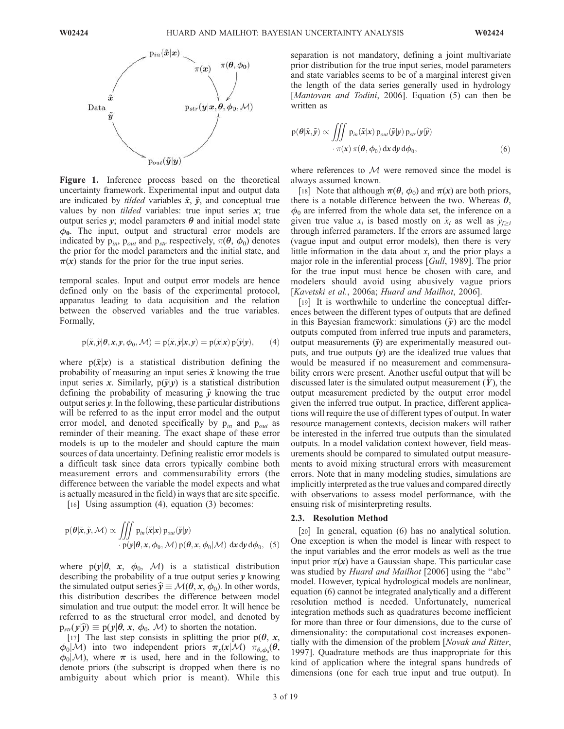Figure 1. Inference process based on the theoretical uncertainty framework. Experimental input and output data are indicated by *tilded* variables $\tilde{x}$, $\tilde{y}$, and conceptual true values by non *tilded* variables: true input series $x$; true output series $y$; model parameters $\theta$ and initial model state $\phi_0$. The input, output and structural error models are indicated by $p_{in}$, $p_{out}$ and $p_{str}$ respectively, $\pi(\theta, \phi_0)$ denotes the prior for the model parameters and the initial state, and $\pi(x)$ stands for the prior for the true input series.

temporal scales. Input and output error models are hence defined only on the basis of the experimental protocol, apparatus leading to data acquisition and the relation between the observed variables and the true variables. Formally,

$$
p(\tilde{x}, \tilde{y} | \theta, x, y, \phi_0, \mathcal{M}) = p(\tilde{x}, \tilde{y} | x, y) = p(\tilde{x}|x)\, p(\tilde{y}|y), \quad (4)
$$

where $p(\tilde{x}|x)$ is a statistical distribution defining the probability of measuring an input series $\tilde{x}$ knowing the true input series $x$. Similarly, $p(\tilde{y}|y)$ is a statistical distribution defining the probability of measuring $\tilde{y}$ knowing the true output series $y$. In the following, these particular distributions will be referred to as the input error model and the output error model, and denoted specifically by $p_{in}$ and $p_{out}$ as reminder of their meaning. The exact shape of these error models is up to the modeler and should capture the main sources of data uncertainty. Defining realistic error models is a difficult task since data errors typically combine both measurement errors and commensurability errors (the difference between the variable the model expects and what is actually measured in the field) in ways that are site specific.

[16] Using assumption (4), equation (3) becomes:

$$
p(\theta | \tilde{x}, \tilde{y}, \mathcal{M}) \propto \iiint p_{in}(\tilde{x}|x)\, p_{out}(\tilde{y}|y) \cdot p(y|\theta, x, \phi_0, \mathcal{M})\, p(\theta, x, \phi_0 | \mathcal{M})\, \mathrm{d}x\, \mathrm{d}y\, \mathrm{d}\phi_0, \quad (5)
$$

where $p(y|\theta, x, \phi_0, \mathcal{M})$ is a statistical distribution describing the probability of a true output series $y$ knowing the simulated output series $\hat{y} \equiv \mathcal{M}(\theta, x, \phi_0)$. In other words, this distribution describes the difference between model simulation and true output: the model error. It will hence be referred to as the structural error model, and denoted by $p_{str}(y|\hat{y}) \equiv p(y|\theta, x, \phi_0, \mathcal{M})$ to shorten the notation.

[17] The last step consists in splitting the prior $p(\theta, x, \phi_0|\mathcal{M})$ into two independent priors $\pi_x(x|\mathcal{M})$ $\pi_{\theta,\phi_0}(\theta, \phi_0|\mathcal{M})$, where $\pi$ is used, here and in the following, to denote priors (the subscript is dropped when there is no ambiguity about which prior is meant). While this separation is not mandatory, defining a joint multivariate prior distribution for the true input series, model parameters and state variables seems to be of a marginal interest given the length of the data series generally used in hydrology [*Mantovan and Todini*, 2006]. Equation (5) can then be written as

$$
p(\theta | \tilde{x}, \tilde{y}) \propto \iiint p_{in}(\tilde{x}|x)\, p_{out}(\tilde{y}|y)\, p_{str}(y|\hat{y}) \cdot \pi(x)\, \pi(\theta, \phi_0)\, \mathrm{d}x\, \mathrm{d}y\, \mathrm{d}\phi_0, \quad (6)
$$

where references to $\mathcal{M}$ were removed since the model is always assumed known.

[18] Note that although $\pi(\theta, \phi_0)$ and $\pi(x)$ are both priors, there is a notable difference between the two. Whereas $\theta$, $\phi_0$ are inferred from the whole data set, the inference on a given true value $x_i$ is based mostly on $\tilde{x}_i$ as well as $\tilde{y}_{j \geq i}$ through inferred parameters. If the errors are assumed large (vague input and output error models), then there is very little information in the data about $x_i$ and the prior plays a major role in the inferential process [*Gull*, 1989]. The prior for the true input must hence be chosen with care, and modelers should avoid using abusively vague priors [*Kavetski et al.*, 2006a; *Huard and Mailhot*, 2006].

[19] It is worthwhile to underline the conceptual differences between the different types of outputs that are defined in this Bayesian framework: simulations ($\hat{y}$) are the model outputs computed from inferred true inputs and parameters, output measurements ($\tilde{y}$) are experimentally measured outputs, and true outputs ($y$) are the idealized true values that would be measured if no measurement and commensurability errors were present. Another useful output that will be discussed later is the simulated output measurement ($\tilde{Y}$), the output measurement predicted by the output error model given the inferred true output. In practice, different applications will require the use of different types of output. In water resource management contexts, decision makers will rather be interested in the inferred true outputs than the simulated outputs. In a model validation context however, field measurements should be compared to simulated output measurements to avoid mixing structural errors with measurement errors. Note that in many modeling studies, simulations are implicitly interpreted as the true values and compared directly with observations to assess model performance, with the ensuing risk of misinterpreting results.

### 2.3. Resolution Method

[20] In general, equation (6) has no analytical solution. One exception is when the model is linear with respect to the input variables and the error models as well as the true input prior $\pi(x)$ have a Gaussian shape. This particular case was studied by *Huard and Mailhot* [2006] using the "abc" model. However, typical hydrological models are nonlinear, equation (6) cannot be integrated analytically and a different resolution method is needed. Unfortunately, numerical integration methods such as quadratures become inefficient for more than three or four dimensions, due to the curse of dimensionality: the computational cost increases exponentially with the dimension of the problem [*Novak and Ritter*, 1997]. Quadrature methods are thus inappropriate for this kind of application where the integral spans hundreds of dimensions (one for each true input and true output). In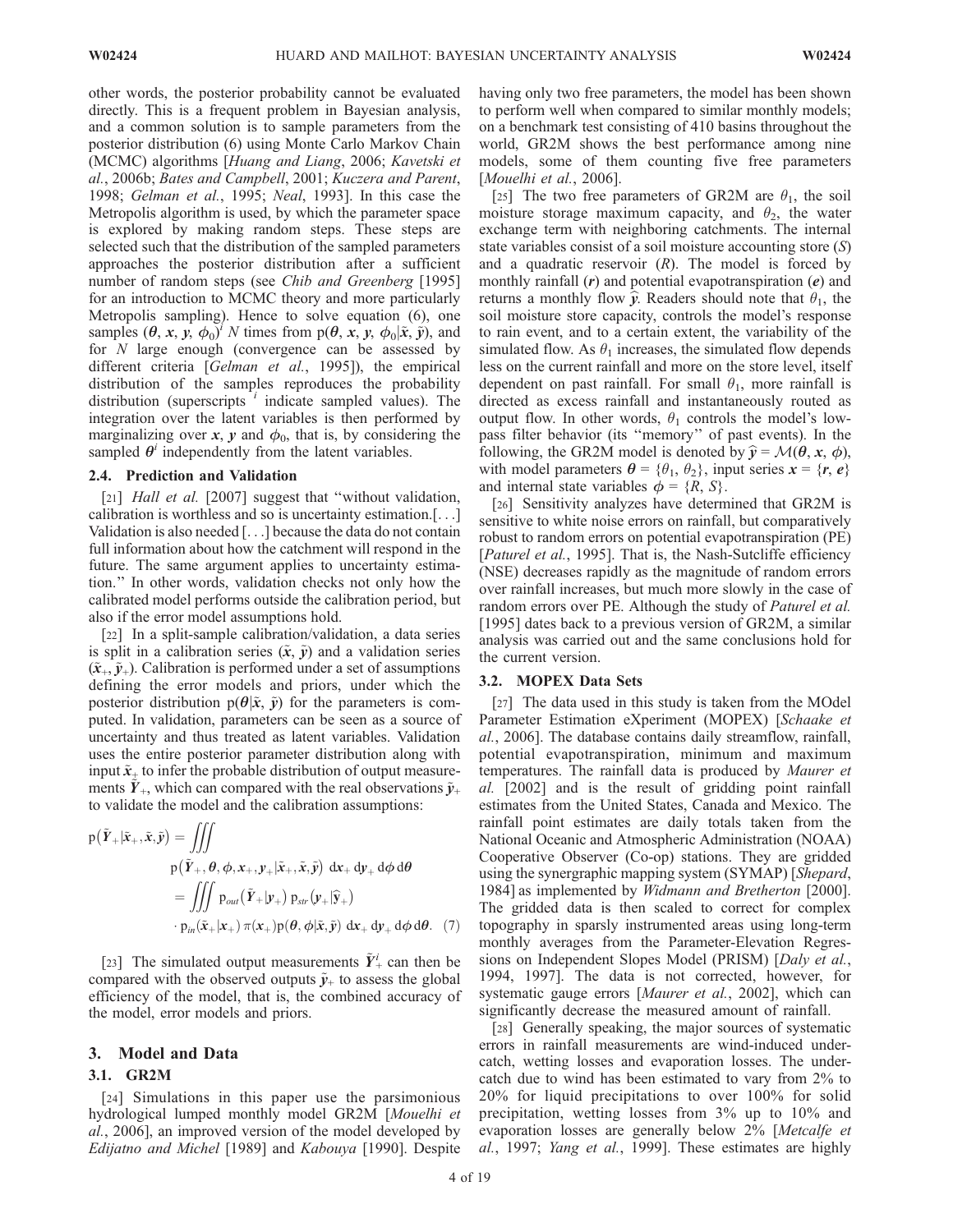other words, the posterior probability cannot be evaluated directly. This is a frequent problem in Bayesian analysis, and a common solution is to sample parameters from the posterior distribution (6) using Monte Carlo Markov Chain (MCMC) algorithms [*Huang and Liang*, 2006; *Kavetski et al.*, 2006b; *Bates and Campbell*, 2001; *Kuczera and Parent*, 1998; *Gelman et al.*, 1995; *Neal*, 1993]. In this case the Metropolis algorithm is used, by which the parameter space is explored by making random steps. These steps are selected such that the distribution of the sampled parameters approaches the posterior distribution after a sufficient number of random steps (see *Chib and Greenberg* [1995] for an introduction to MCMC theory and more particularly Metropolis sampling). Hence to solve equation (6), one samples $(\boldsymbol{\theta}, \boldsymbol{x}, \boldsymbol{y}, \phi_0)^i$ $N$ times from $p(\boldsymbol{\theta}, \boldsymbol{x}, \boldsymbol{y}, \phi_0|\tilde{\boldsymbol{x}}, \tilde{\boldsymbol{y}})$, and for $N$ large enough (convergence can be assessed by different criteria [*Gelman et al.*, 1995]), the empirical distribution of the samples reproduces the probability distribution (superscripts $^i$ indicate sampled values). The integration over the latent variables is then performed by marginalizing over $\boldsymbol{x}$, $\boldsymbol{y}$ and $\phi_0$, that is, by considering the sampled $\boldsymbol{\theta}^i$ independently from the latent variables.

### 2.4. Prediction and Validation

[21] *Hall et al.* [2007] suggest that "without validation, calibration is worthless and so is uncertainty estimation.[...] Validation is also needed [...] because the data do not contain full information about how the catchment will respond in the future. The same argument applies to uncertainty estimation." In other words, validation checks not only how the calibrated model performs outside the calibration period, but also if the error model assumptions hold.

[22] In a split-sample calibration/validation, a data series is split in a calibration series $(\tilde{\boldsymbol{x}}, \tilde{\boldsymbol{y}})$ and a validation series $(\tilde{\boldsymbol{x}}_+, \tilde{\boldsymbol{y}}_+)$. Calibration is performed under a set of assumptions defining the error models and priors, under which the posterior distribution $p(\boldsymbol{\theta}|\tilde{\boldsymbol{x}}, \tilde{\boldsymbol{y}})$ for the parameters is computed. In validation, parameters can be seen as a source of uncertainty and thus treated as latent variables. Validation uses the entire posterior parameter distribution along with input $\tilde{\boldsymbol{x}}_+$ to infer the probable distribution of output measurements $\tilde{\boldsymbol{Y}}_+$, which can compared with the real observations $\tilde{\boldsymbol{y}}_+$ to validate the model and the calibration assumptions:

$$
\begin{aligned}
p(\tilde{\boldsymbol{Y}}_+|\tilde{\boldsymbol{x}}_+, \tilde{\boldsymbol{x}}, \tilde{\boldsymbol{y}}) &= \iiint p(\tilde{\boldsymbol{Y}}_+, \boldsymbol{\theta}, \phi, \boldsymbol{x}_+, \boldsymbol{y}_+|\tilde{\boldsymbol{x}}_+, \tilde{\boldsymbol{x}}, \tilde{\boldsymbol{y}}) \, d\boldsymbol{x}_+ \, d\boldsymbol{y}_+ \, d\phi \, d\boldsymbol{\theta} \\
&= \iiint p_{out}(\tilde{\boldsymbol{Y}}_+|\boldsymbol{y}_+) \, p_{str}(\boldsymbol{y}_+|\widehat{\boldsymbol{y}}_+) \\
&\quad \cdot p_{in}(\tilde{\boldsymbol{x}}_+|\boldsymbol{x}_+) \, \pi(\boldsymbol{x}_+) p(\boldsymbol{\theta}, \phi|\tilde{\boldsymbol{x}}, \tilde{\boldsymbol{y}}) \, d\boldsymbol{x}_+ \, d\boldsymbol{y}_+ \, d\phi \, d\boldsymbol{\theta}. \quad (7)
\end{aligned}
$$

[23] The simulated output measurements $\tilde{\boldsymbol{Y}}_+^i$ can then be compared with the observed outputs $\tilde{\boldsymbol{y}}_+$ to assess the global efficiency of the model, that is, the combined accuracy of the model, error models and priors.

## 3. Model and Data

### 3.1. GR2M

[24] Simulations in this paper use the parsimonious hydrological lumped monthly model GR2M [*Mouelhi et al.*, 2006], an improved version of the model developed by *Edijatno and Michel* [1989] and *Kabouya* [1990]. Despite having only two free parameters, the model has been shown to perform well when compared to similar monthly models; on a benchmark test consisting of 410 basins throughout the world, GR2M shows the best performance among nine models, some of them counting five free parameters [*Mouelhi et al.*, 2006].

[25] The two free parameters of GR2M are $\theta_1$, the soil moisture storage maximum capacity, and $\theta_2$, the water exchange term with neighboring catchments. The internal state variables consist of a soil moisture accounting store ($S$) and a quadratic reservoir ($R$). The model is forced by monthly rainfall ($\boldsymbol{r}$) and potential evapotranspiration ($\boldsymbol{e}$) and returns a monthly flow $\widehat{\boldsymbol{y}}$. Readers should note that $\theta_1$, the soil moisture store capacity, controls the model's response to rain event, and to a certain extent, the variability of the simulated flow. As $\theta_1$ increases, the simulated flow depends less on the current rainfall and more on the store level, itself dependent on past rainfall. For small $\theta_1$, more rainfall is directed as excess rainfall and instantaneously routed as output flow. In other words, $\theta_1$ controls the model's low-pass filter behavior (its "memory" of past events). In the following, the GR2M model is denoted by $\widehat{\boldsymbol{y}} = \mathcal{M}(\boldsymbol{\theta}, \boldsymbol{x}, \phi)$, with model parameters $\boldsymbol{\theta} = \{\theta_1, \theta_2\}$, input series $\boldsymbol{x} = \{\boldsymbol{r}, \boldsymbol{e}\}$ and internal state variables $\phi = \{R, S\}$.

[26] Sensitivity analyzes have determined that GR2M is sensitive to white noise errors on rainfall, but comparatively robust to random errors on potential evapotranspiration (PE) [*Paturel et al.*, 1995]. That is, the Nash-Sutcliffe efficiency (NSE) decreases rapidly as the magnitude of random errors over rainfall increases, but much more slowly in the case of random errors over PE. Although the study of *Paturel et al.* [1995] dates back to a previous version of GR2M, a similar analysis was carried out and the same conclusions hold for the current version.

### 3.2. MOPEX Data Sets

[27] The data used in this study is taken from the MOdel Parameter Estimation eXperiment (MOPEX) [*Schaake et al.*, 2006]. The database contains daily streamflow, rainfall, potential evapotranspiration, minimum and maximum temperatures. The rainfall data is produced by *Maurer et al.* [2002] and is the result of gridding point rainfall estimates from the United States, Canada and Mexico. The rainfall point estimates are daily totals taken from the National Oceanic and Atmospheric Administration (NOAA) Cooperative Observer (Co-op) stations. They are gridded using the synergraphic mapping system (SYMAP) [*Shepard*, 1984] as implemented by *Widmann and Bretherton* [2000]. The gridded data is then scaled to correct for complex topography in sparsly instrumented areas using long-term monthly averages from the Parameter-Elevation Regressions on Independent Slopes Model (PRISM) [*Daly et al.*, 1994, 1997]. The data is not corrected, however, for systematic gauge errors [*Maurer et al.*, 2002], which can significantly decrease the measured amount of rainfall.

[28] Generally speaking, the major sources of systematic errors in rainfall measurements are wind-induced undercatch, wetting losses and evaporation losses. The undercatch due to wind has been estimated to vary from 2% to 20% for liquid precipitations to over 100% for solid precipitation, wetting losses from 3% up to 10% and evaporation losses are generally below 2% [*Metcalfe et al.*, 1997; *Yang et al.*, 1999]. These estimates are highly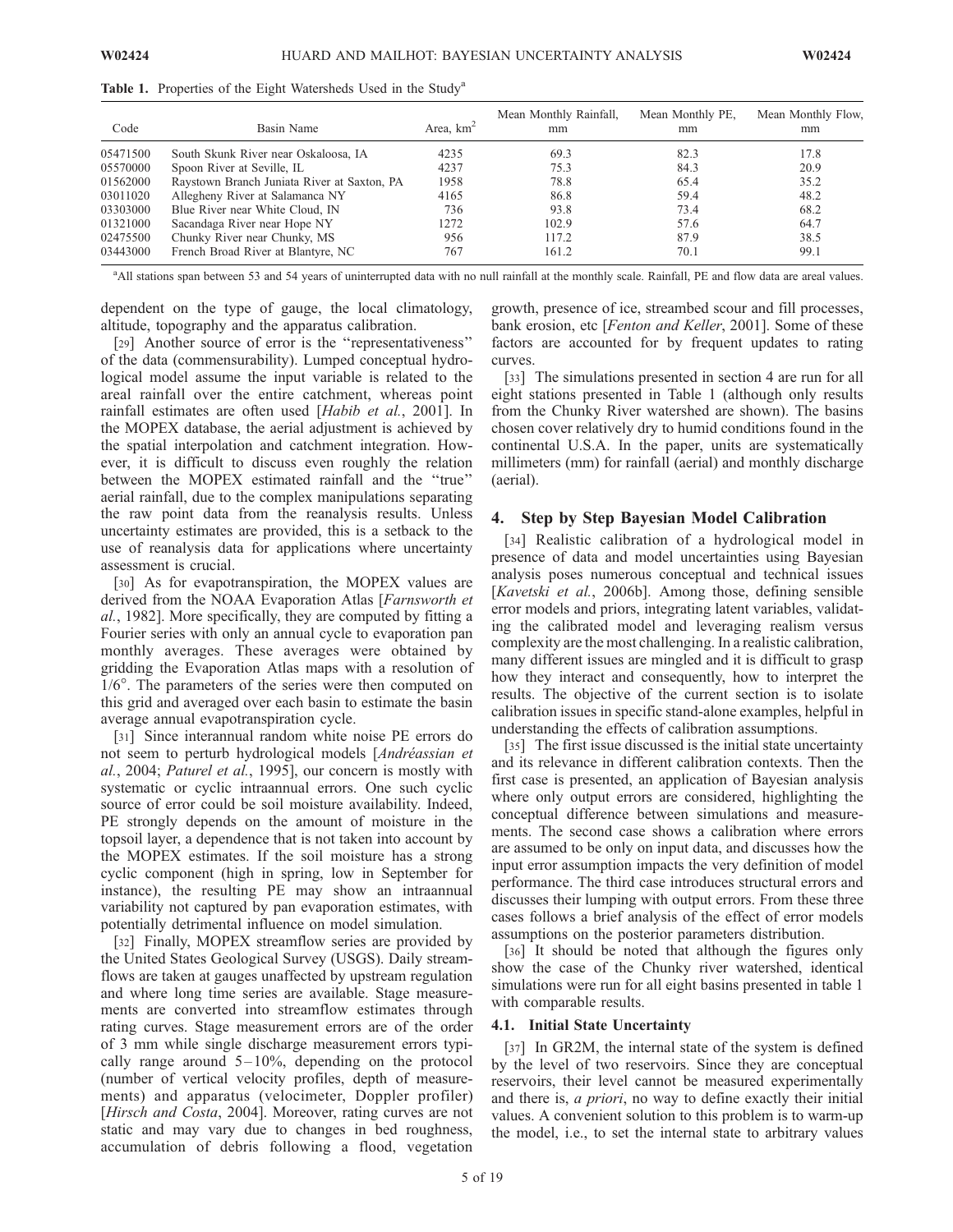**Table 1.** Properties of the Eight Watersheds Used in the Study[a]

| Code | Basin Name | Area, km$^2$ | Mean Monthly Rainfall, mm | Mean Monthly PE, mm | Mean Monthly Flow, mm |
|---|---|---|---|---|---|
| 05471500 | South Skunk River near Oskaloosa, IA | 4235 | 69.3 | 82.3 | 17.8 |
| 05570000 | Spoon River at Seville, IL | 4237 | 75.3 | 84.3 | 20.9 |
| 01562000 | Raystown Branch Juniata River at Saxton, PA | 1958 | 78.8 | 65.4 | 35.2 |
| 03011020 | Allegheny River at Salamanca NY | 4165 | 86.8 | 59.4 | 48.2 |
| 03303000 | Blue River near White Cloud, IN | 736 | 93.8 | 73.4 | 68.2 |
| 01321000 | Sacandaga River near Hope NY | 1272 | 102.9 | 57.6 | 64.7 |
| 02475500 | Chunky River near Chunky, MS | 956 | 117.2 | 87.9 | 38.5 |
| 03443000 | French Broad River at Blantyre, NC | 767 | 161.2 | 70.1 | 99.1 |

[a]All stations span between 53 and 54 years of uninterrupted data with no null rainfall at the monthly scale. Rainfall, PE and flow data are areal values.

dependent on the type of gauge, the local climatology, altitude, topography and the apparatus calibration.

[29] Another source of error is the "representativeness" of the data (commensurability). Lumped conceptual hydrological model assume the input variable is related to the areal rainfall over the entire catchment, whereas point rainfall estimates are often used [*Habib et al.*, 2001]. In the MOPEX database, the aerial adjustment is achieved by the spatial interpolation and catchment integration. However, it is difficult to discuss even roughly the relation between the MOPEX estimated rainfall and the "true" aerial rainfall, due to the complex manipulations separating the raw point data from the reanalysis results. Unless uncertainty estimates are provided, this is a setback to the use of reanalysis data for applications where uncertainty assessment is crucial.

[30] As for evapotranspiration, the MOPEX values are derived from the NOAA Evaporation Atlas [*Farnsworth et al.*, 1982]. More specifically, they are computed by fitting a Fourier series with only an annual cycle to evaporation pan monthly averages. These averages were obtained by gridding the Evaporation Atlas maps with a resolution of $1/6°$. The parameters of the series were then computed on this grid and averaged over each basin to estimate the basin average annual evapotranspiration cycle.

[31] Since interannual random white noise PE errors do not seem to perturb hydrological models [*Andréassian et al.*, 2004; *Paturel et al.*, 1995], our concern is mostly with systematic or cyclic intraannual errors. One such cyclic source of error could be soil moisture availability. Indeed, PE strongly depends on the amount of moisture in the topsoil layer, a dependence that is not taken into account by the MOPEX estimates. If the soil moisture has a strong cyclic component (high in spring, low in September for instance), the resulting PE may show an intraannual variability not captured by pan evaporation estimates, with potentially detrimental influence on model simulation.

[32] Finally, MOPEX streamflow series are provided by the United States Geological Survey (USGS). Daily streamflows are taken at gauges unaffected by upstream regulation and where long time series are available. Stage measurements are converted into streamflow estimates through rating curves. Stage measurement errors are of the order of 3 mm while single discharge measurement errors typically range around 5–10%, depending on the protocol (number of vertical velocity profiles, depth of measurements) and apparatus (velocimeter, Doppler profiler) [*Hirsch and Costa*, 2004]. Moreover, rating curves are not static and may vary due to changes in bed roughness, accumulation of debris following a flood, vegetation growth, presence of ice, streambed scour and fill processes, bank erosion, etc [*Fenton and Keller*, 2001]. Some of these factors are accounted for by frequent updates to rating curves.

[33] The simulations presented in section 4 are run for all eight stations presented in Table 1 (although only results from the Chunky River watershed are shown). The basins chosen cover relatively dry to humid conditions found in the continental U.S.A. In the paper, units are systematically millimeters (mm) for rainfall (aerial) and monthly discharge (aerial).

## 4. Step by Step Bayesian Model Calibration

[34] Realistic calibration of a hydrological model in presence of data and model uncertainties using Bayesian analysis poses numerous conceptual and technical issues [*Kavetski et al.*, 2006b]. Among those, defining sensible error models and priors, integrating latent variables, validating the calibrated model and leveraging realism versus complexity are the most challenging. In a realistic calibration, many different issues are mingled and it is difficult to grasp how they interact and consequently, how to interpret the results. The objective of the current section is to isolate calibration issues in specific stand-alone examples, helpful in understanding the effects of calibration assumptions.

[35] The first issue discussed is the initial state uncertainty and its relevance in different calibration contexts. Then the first case is presented, an application of Bayesian analysis where only output errors are considered, highlighting the conceptual difference between simulations and measurements. The second case shows a calibration where errors are assumed to be only on input data, and discusses how the input error assumption impacts the very definition of model performance. The third case introduces structural errors and discusses their lumping with output errors. From these three cases follows a brief analysis of the effect of error models assumptions on the posterior parameters distribution.

[36] It should be noted that although the figures only show the case of the Chunky river watershed, identical simulations were run for all eight basins presented in table 1 with comparable results.

### 4.1. Initial State Uncertainty

[37] In GR2M, the internal state of the system is defined by the level of two reservoirs. Since they are conceptual reservoirs, their level cannot be measured experimentally and there is, *a priori*, no way to define exactly their initial values. A convenient solution to this problem is to warm-up the model, i.e., to set the internal state to arbitrary values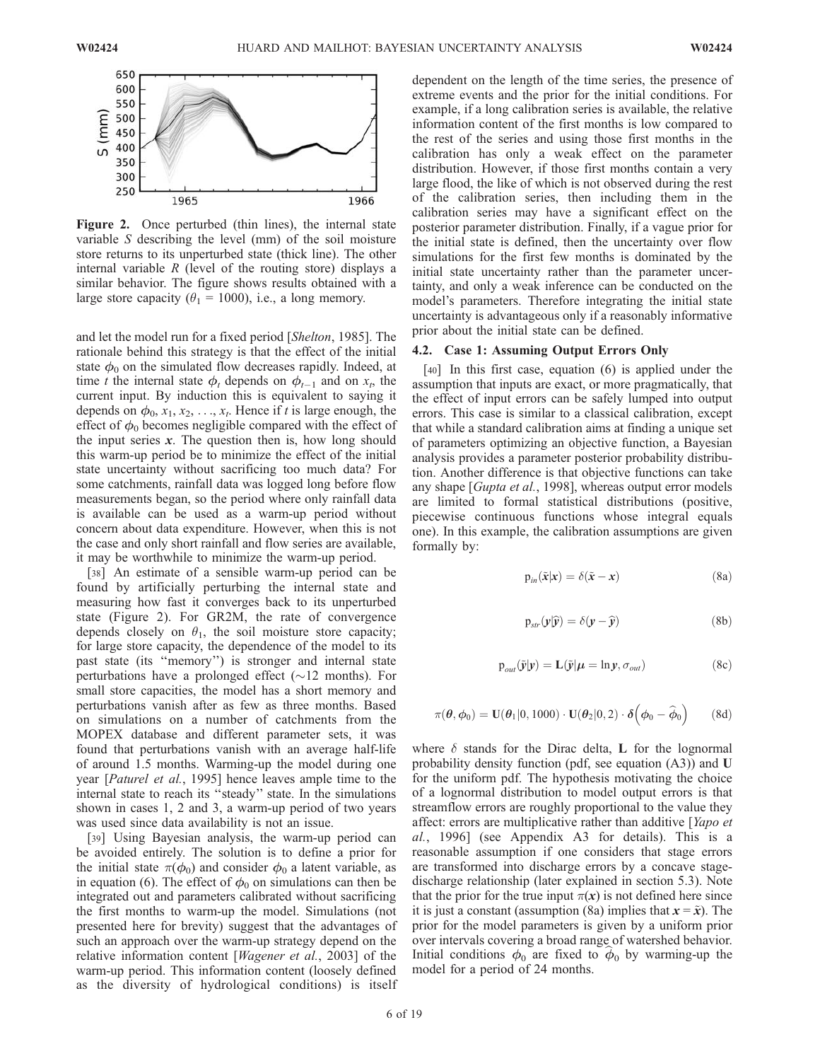**Figure 2.** Once perturbed (thin lines), the internal state variable $S$ describing the level (mm) of the soil moisture store returns to its unperturbed state (thick line). The other internal variable $R$ (level of the routing store) displays a similar behavior. The figure shows results obtained with a large store capacity ($\theta_1 = 1000$), i.e., a long memory.

and let the model run for a fixed period [*Shelton*, 1985]. The rationale behind this strategy is that the effect of the initial state $\phi_0$ on the simulated flow decreases rapidly. Indeed, at time $t$ the internal state $\phi_t$ depends on $\phi_{t-1}$ and on $x_t$, the current input. By induction this is equivalent to saying it depends on $\phi_0, x_1, x_2, \ldots, x_t$. Hence if $t$ is large enough, the effect of $\phi_0$ becomes negligible compared with the effect of the input series $\boldsymbol{x}$. The question then is, how long should this warm-up period be to minimize the effect of the initial state uncertainty without sacrificing too much data? For some catchments, rainfall data was logged long before flow measurements began, so the period where only rainfall data is available can be used as a warm-up period without concern about data expenditure. However, when this is not the case and only short rainfall and flow series are available, it may be worthwhile to minimize the warm-up period.

[38] An estimate of a sensible warm-up period can be found by artificially perturbing the internal state and measuring how fast it converges back to its unperturbed state (Figure 2). For GR2M, the rate of convergence depends closely on $\theta_1$, the soil moisture store capacity; for large store capacity, the dependence of the model to its past state (its "memory") is stronger and internal state perturbations have a prolonged effect (~12 months). For small store capacities, the model has a short memory and perturbations vanish after as few as three months. Based on simulations on a number of catchments from the MOPEX database and different parameter sets, it was found that perturbations vanish with an average half-life of around 1.5 months. Warming-up the model during one year [*Paturel et al.*, 1995] hence leaves ample time to the internal state to reach its "steady" state. In the simulations shown in cases 1, 2 and 3, a warm-up period of two years was used since data availability is not an issue.

[39] Using Bayesian analysis, the warm-up period can be avoided entirely. The solution is to define a prior for the initial state $\pi(\phi_0)$ and consider $\phi_0$ a latent variable, as in equation (6). The effect of $\phi_0$ on simulations can then be integrated out and parameters calibrated without sacrificing the first months to warm-up the model. Simulations (not presented here for brevity) suggest that the advantages of such an approach over the warm-up strategy depend on the relative information content [*Wagener et al.*, 2003] of the warm-up period. This information content (loosely defined as the diversity of hydrological conditions) is itself dependent on the length of the time series, the presence of extreme events and the prior for the initial conditions. For example, if a long calibration series is available, the relative information content of the first months is low compared to the rest of the series and using those first months in the calibration has only a weak effect on the parameter distribution. However, if those first months contain a very large flood, the like of which is not observed during the rest of the calibration series, then including them in the calibration series may have a significant effect on the posterior parameter distribution. Finally, if a vague prior for the initial state is defined, then the uncertainty over flow simulations for the first few months is dominated by the initial state uncertainty rather than the parameter uncertainty, and only a weak inference can be conducted on the model's parameters. Therefore integrating the initial state uncertainty is advantageous only if a reasonably informative prior about the initial state can be defined.

### 4.2. Case 1: Assuming Output Errors Only

[40] In this first case, equation (6) is applied under the assumption that inputs are exact, or more pragmatically, that the effect of input errors can be safely lumped into output errors. This case is similar to a classical calibration, except that while a standard calibration aims at finding a unique set of parameters optimizing an objective function, a Bayesian analysis provides a parameter posterior probability distribution. Another difference is that objective functions can take any shape [*Gupta et al.*, 1998], whereas output error models are limited to formal statistical distributions (positive, piecewise continuous functions whose integral equals one). In this example, the calibration assumptions are given formally by:

$$\mathrm{p}_{in}(\tilde{\boldsymbol{x}}|\boldsymbol{x}) = \delta(\tilde{\boldsymbol{x}} - \boldsymbol{x}) \tag{8a}$$

$$\mathrm{p}_{str}(\boldsymbol{y}|\hat{\boldsymbol{y}}) = \delta(\boldsymbol{y} - \hat{\boldsymbol{y}}) \tag{8b}$$

$$\mathrm{p}_{out}(\tilde{\boldsymbol{y}}|\boldsymbol{y}) = \mathbf{L}(\tilde{\boldsymbol{y}}|\boldsymbol{\mu} = \ln \boldsymbol{y}, \sigma_{out}) \tag{8c}$$

$$\pi(\boldsymbol{\theta}, \phi_0) = \mathbf{U}(\boldsymbol{\theta}_1|0, 1000) \cdot \mathbf{U}(\boldsymbol{\theta}_2|0, 2) \cdot \boldsymbol{\delta}\left(\phi_0 - \hat{\phi}_0\right) \tag{8d}$$

where $\delta$ stands for the Dirac delta, $\mathbf{L}$ for the lognormal probability density function (pdf, see equation (A3)) and $\mathbf{U}$ for the uniform pdf. The hypothesis motivating the choice of a lognormal distribution to model output errors is that streamflow errors are roughly proportional to the value they affect: errors are multiplicative rather than additive [*Yapo et al.*, 1996] (see Appendix A3 for details). This is a reasonable assumption if one considers that stage errors are transformed into discharge errors by a concave stage-discharge relationship (later explained in section 5.3). Note that the prior for the true input $\pi(\boldsymbol{x})$ is not defined here since it is just a constant (assumption (8a) implies that $\boldsymbol{x} = \tilde{\boldsymbol{x}}$). The prior for the model parameters is given by a uniform prior over intervals covering a broad range of watershed behavior. Initial conditions $\phi_0$ are fixed to $\hat{\phi}_0$ by warming-up the model for a period of 24 months.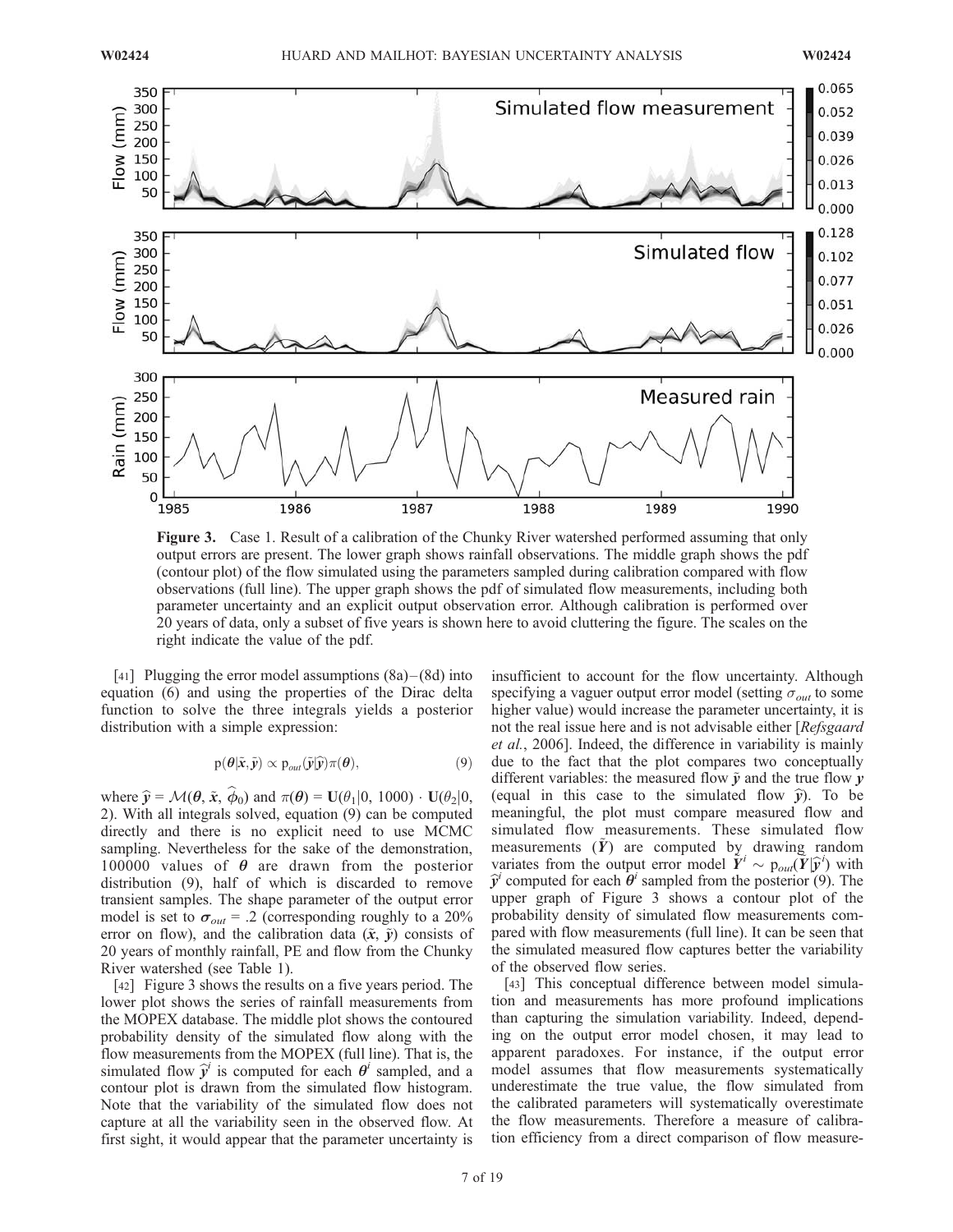**Figure 3.** Case 1. Result of a calibration of the Chunky River watershed performed assuming that only output errors are present. The lower graph shows rainfall observations. The middle graph shows the pdf (contour plot) of the flow simulated using the parameters sampled during calibration compared with flow observations (full line). The upper graph shows the pdf of simulated flow measurements, including both parameter uncertainty and an explicit output observation error. Although calibration is performed over 20 years of data, only a subset of five years is shown here to avoid cluttering the figure. The scales on the right indicate the value of the pdf.

[41] Plugging the error model assumptions (8a)–(8d) into equation (6) and using the properties of the Dirac delta function to solve the three integrals yields a posterior distribution with a simple expression:

$$\mathrm{p}(\boldsymbol{\theta}|\tilde{x}, \tilde{y}) \propto \mathrm{p}_{out}(\tilde{y}|\hat{y})\pi(\boldsymbol{\theta}), \tag{9}$$

where $\hat{y} = \mathcal{M}(\boldsymbol{\theta}, \tilde{x}, \hat{\phi}_0)$ and $\pi(\boldsymbol{\theta}) = \mathbf{U}(\theta_1|0, 1000) \cdot \mathbf{U}(\theta_2|0, 2)$. With all integrals solved, equation (9) can be computed directly and there is no explicit need to use MCMC sampling. Nevertheless for the sake of the demonstration, 100000 values of $\boldsymbol{\theta}$ are drawn from the posterior distribution (9), half of which is discarded to remove transient samples. The shape parameter of the output error model is set to $\boldsymbol{\sigma}_{out} = .2$ (corresponding roughly to a 20% error on flow), and the calibration data $(\tilde{x}, \tilde{y})$ consists of 20 years of monthly rainfall, PE and flow from the Chunky River watershed (see Table 1).

[42] Figure 3 shows the results on a five years period. The lower plot shows the series of rainfall measurements from the MOPEX database. The middle plot shows the contoured probability density of the simulated flow along with the flow measurements from the MOPEX (full line). That is, the simulated flow $\hat{y}^i$ is computed for each $\boldsymbol{\theta}^i$ sampled, and a contour plot is drawn from the simulated flow histogram. Note that the variability of the simulated flow does not capture at all the variability seen in the observed flow. At first sight, it would appear that the parameter uncertainty is insufficient to account for the flow uncertainty. Although specifying a vaguer output error model (setting $\sigma_{out}$ to some higher value) would increase the parameter uncertainty, it is not the real issue here and is not advisable either [*Refsgaard et al.*, 2006]. Indeed, the difference in variability is mainly due to the fact that the plot compares two conceptually different variables: the measured flow $\tilde{y}$ and the true flow $y$ (equal in this case to the simulated flow $\hat{y}$). To be meaningful, the plot must compare measured flow and simulated flow measurements. These simulated flow measurements $(\tilde{Y})$ are computed by drawing random variates from the output error model $\tilde{Y}^i \sim \mathrm{p}_{out}(\tilde{Y}|\hat{y}^i)$ with $\hat{y}^i$ computed for each $\boldsymbol{\theta}^i$ sampled from the posterior (9). The upper graph of Figure 3 shows a contour plot of the probability density of simulated flow measurements compared with flow measurements (full line). It can be seen that the simulated measured flow captures better the variability of the observed flow series.

[43] This conceptual difference between model simulation and measurements has more profound implications than capturing the simulation variability. Indeed, depending on the output error model chosen, it may lead to apparent paradoxes. For instance, if the output error model assumes that flow measurements systematically underestimate the true value, the flow simulated from the calibrated parameters will systematically overestimate the flow measurements. Therefore a measure of calibration efficiency from a direct comparison of flow measure-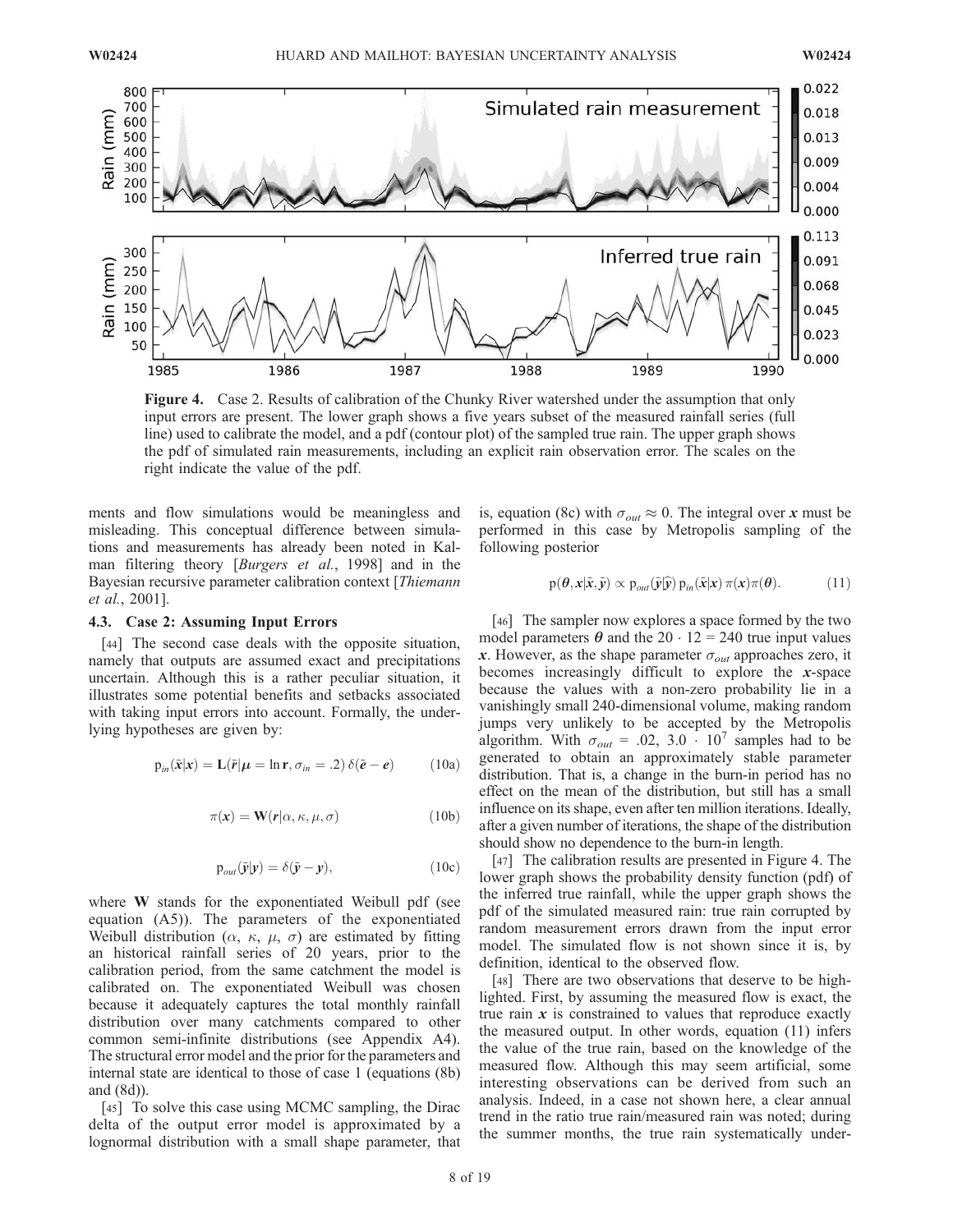**Figure 4.** Case 2. Results of calibration of the Chunky River watershed under the assumption that only input errors are present. The lower graph shows a five years subset of the measured rainfall series (full line) used to calibrate the model, and a pdf (contour plot) of the sampled true rain. The upper graph shows the pdf of simulated rain measurements, including an explicit rain observation error. The scales on the right indicate the value of the pdf.

ments and flow simulations would be meaningless and misleading. This conceptual difference between simulations and measurements has already been noted in Kalman filtering theory [*Burgers et al.*, 1998] and in the Bayesian recursive parameter calibration context [*Thiemann et al.*, 2001].

### 4.3. Case 2: Assuming Input Errors

[44] The second case deals with the opposite situation, namely that outputs are assumed exact and precipitations uncertain. Although this is a rather peculiar situation, it illustrates some potential benefits and setbacks associated with taking input errors into account. Formally, the underlying hypotheses are given by:

$$\mathrm{p}_{in}(\tilde{\boldsymbol{x}}|\boldsymbol{x}) = \mathbf{L}(\tilde{r}|\boldsymbol{\mu} = \ln \mathbf{r}, \sigma_{in} = .2)\,\delta(\tilde{\boldsymbol{e}} - \boldsymbol{e}) \tag{10a}$$

$$\pi(\boldsymbol{x}) = \mathbf{W}(\boldsymbol{r}|\alpha, \kappa, \mu, \sigma) \tag{10b}$$

$$\mathrm{p}_{out}(\tilde{\boldsymbol{y}}|\boldsymbol{y}) = \delta(\tilde{\boldsymbol{y}} - \boldsymbol{y}), \tag{10c}$$

where $\mathbf{W}$ stands for the exponentiated Weibull pdf (see equation (A5)). The parameters of the exponentiated Weibull distribution ($\alpha$, $\kappa$, $\mu$, $\sigma$) are estimated by fitting an historical rainfall series of 20 years, prior to the calibration period, from the same catchment the model is calibrated on. The exponentiated Weibull was chosen because it adequately captures the total monthly rainfall distribution over many catchments compared to other common semi-infinite distributions (see Appendix A4). The structural error model and the prior for the parameters and internal state are identical to those of case 1 (equations (8b) and (8d)).

[45] To solve this case using MCMC sampling, the Dirac delta of the output error model is approximated by a lognormal distribution with a small shape parameter, that is, equation (8c) with $\sigma_{out} \approx 0$. The integral over $\boldsymbol{x}$ must be performed in this case by Metropolis sampling of the following posterior

$$\mathrm{p}(\boldsymbol{\theta}, \boldsymbol{x}|\tilde{\boldsymbol{x}}, \tilde{\boldsymbol{y}}) \propto \mathrm{p}_{out}(\tilde{\boldsymbol{y}}|\widehat{\boldsymbol{y}})\,\mathrm{p}_{in}(\tilde{\boldsymbol{x}}|\boldsymbol{x})\,\pi(\boldsymbol{x})\pi(\boldsymbol{\theta}). \tag{11}$$

[46] The sampler now explores a space formed by the two model parameters $\boldsymbol{\theta}$ and the $20 \cdot 12 = 240$ true input values $\boldsymbol{x}$. However, as the shape parameter $\sigma_{out}$ approaches zero, it becomes increasingly difficult to explore the $\boldsymbol{x}$-space because the values with a non-zero probability lie in a vanishingly small 240-dimensional volume, making random jumps very unlikely to be accepted by the Metropolis algorithm. With $\sigma_{out} = .02$, $3.0 \cdot 10^7$ samples had to be generated to obtain an approximately stable parameter distribution. That is, a change in the burn-in period has no effect on the mean of the distribution, but still has a small influence on its shape, even after ten million iterations. Ideally, after a given number of iterations, the shape of the distribution should show no dependence to the burn-in length.

[47] The calibration results are presented in Figure 4. The lower graph shows the probability density function (pdf) of the inferred true rainfall, while the upper graph shows the pdf of the simulated measured rain: true rain corrupted by random measurement errors drawn from the input error model. The simulated flow is not shown since it is, by definition, identical to the observed flow.

[48] There are two observations that deserve to be highlighted. First, by assuming the measured flow is exact, the true rain $\boldsymbol{x}$ is constrained to values that reproduce exactly the measured output. In other words, equation (11) infers the value of the true rain, based on the knowledge of the measured flow. Although this may seem artificial, some interesting observations can be derived from such an analysis. Indeed, in a case not shown here, a clear annual trend in the ratio true rain/measured rain was noted; during the summer months, the true rain systematically under-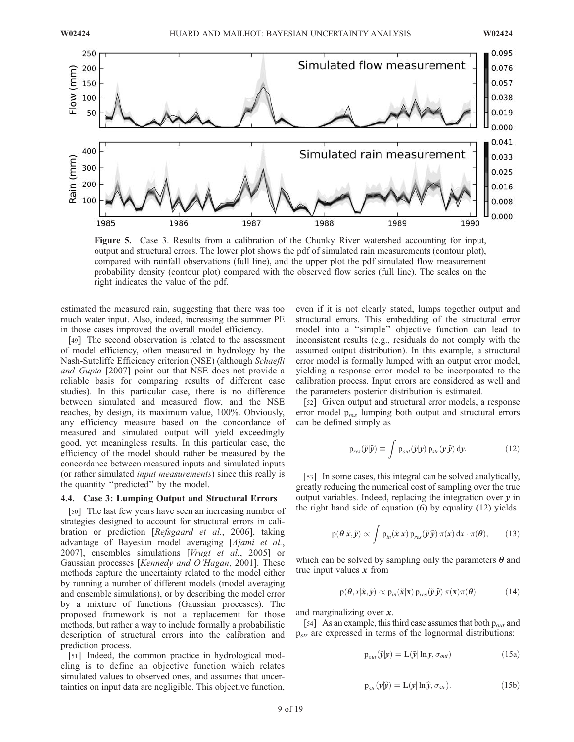Figure 5. Case 3. Results from a calibration of the Chunky River watershed accounting for input, output and structural errors. The lower plot shows the pdf of simulated rain measurements (contour plot), compared with rainfall observations (full line), and the upper plot the pdf simulated flow measurement probability density (contour plot) compared with the observed flow series (full line). The scales on the right indicates the value of the pdf.

estimated the measured rain, suggesting that there was too much water input. Also, indeed, increasing the summer PE in those cases improved the overall model efficiency.

[49] The second observation is related to the assessment of model efficiency, often measured in hydrology by the Nash-Sutcliffe Efficiency criterion (NSE) (although *Schaefli and Gupta* [2007] point out that NSE does not provide a reliable basis for comparing results of different case studies). In this particular case, there is no difference between simulated and measured flow, and the NSE reaches, by design, its maximum value, 100%. Obviously, any efficiency measure based on the concordance of measured and simulated output will yield exceedingly good, yet meaningless results. In this particular case, the efficiency of the model should rather be measured by the concordance between measured inputs and simulated inputs (or rather simulated *input measurements*) since this really is the quantity "predicted" by the model.

### 4.4. Case 3: Lumping Output and Structural Errors

[50] The last few years have seen an increasing number of strategies designed to account for structural errors in calibration or prediction [*Refsgaard et al.*, 2006], taking advantage of Bayesian model averaging [*Ajami et al.*, 2007], ensembles simulations [*Vrugt et al.*, 2005] or Gaussian processes [*Kennedy and O'Hagan*, 2001]. These methods capture the uncertainty related to the model either by running a number of different models (model averaging and ensemble simulations), or by describing the model error by a mixture of functions (Gaussian processes). The proposed framework is not a replacement for those methods, but rather a way to include formally a probabilistic description of structural errors into the calibration and prediction process.

[51] Indeed, the common practice in hydrological modeling is to define an objective function which relates simulated values to observed ones, and assumes that uncertainties on input data are negligible. This objective function, even if it is not clearly stated, lumps together output and structural errors. This embedding of the structural error model into a "simple" objective function can lead to inconsistent results (e.g., residuals do not comply with the assumed output distribution). In this example, a structural error model is formally lumped with an output error model, yielding a response error model to be incorporated to the calibration process. Input errors are considered as well and the parameters posterior distribution is estimated.

[52] Given output and structural error models, a response error model $p_{res}$ lumping both output and structural errors can be defined simply as

$$p_{res}(\tilde{\boldsymbol{y}}|\hat{\boldsymbol{y}}) \equiv \int p_{out}(\tilde{\boldsymbol{y}}|\boldsymbol{y})\, p_{str}(\boldsymbol{y}|\hat{\boldsymbol{y}})\, d\boldsymbol{y}. \tag{12}$$

[53] In some cases, this integral can be solved analytically, greatly reducing the numerical cost of sampling over the true output variables. Indeed, replacing the integration over $\boldsymbol{y}$ in the right hand side of equation (6) by equality (12) yields

$$p(\boldsymbol{\theta}|\tilde{\boldsymbol{x}}, \tilde{\boldsymbol{y}}) \propto \int p_{in}(\tilde{\boldsymbol{x}}|\boldsymbol{x})\, p_{res}(\tilde{\boldsymbol{y}}|\hat{\boldsymbol{y}})\, \pi(\boldsymbol{x})\, d\boldsymbol{x} \cdot \pi(\boldsymbol{\theta}), \tag{13}$$

which can be solved by sampling only the parameters $\boldsymbol{\theta}$ and true input values $\boldsymbol{x}$ from

$$p(\boldsymbol{\theta}, x|\tilde{\boldsymbol{x}}, \tilde{\boldsymbol{y}}) \propto p_{in}(\tilde{\boldsymbol{x}}|\mathbf{x})\, p_{res}(\tilde{\boldsymbol{y}}|\hat{\boldsymbol{y}})\, \pi(\mathbf{x})\pi(\boldsymbol{\theta}) \tag{14}$$

and marginalizing over $\boldsymbol{x}$.

[54] As an example, this third case assumes that both $p_{out}$ and $p_{str}$ are expressed in terms of the lognormal distributions:

$$p_{out}(\tilde{\boldsymbol{y}}|\boldsymbol{y}) = \mathbf{L}(\tilde{\boldsymbol{y}}|\ln \boldsymbol{y}, \sigma_{out}) \tag{15a}$$

$$p_{str}(\boldsymbol{y}|\hat{\boldsymbol{y}}) = \mathbf{L}(\boldsymbol{y}|\ln \hat{\boldsymbol{y}}, \sigma_{str}). \tag{15b}$$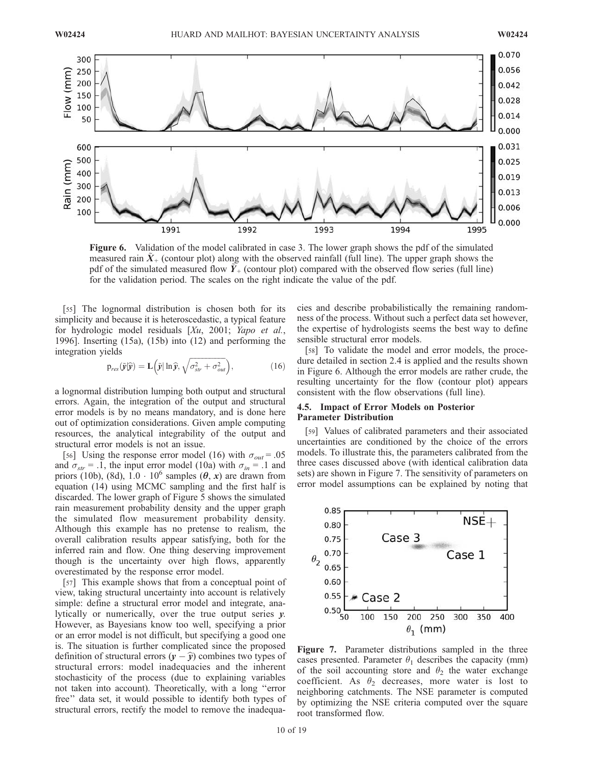**Figure 6.** Validation of the model calibrated in case 3. The lower graph shows the pdf of the simulated measured rain $\tilde{X}_+$ (contour plot) along with the observed rainfall (full line). The upper graph shows the pdf of the simulated measured flow $\tilde{Y}_+$ (contour plot) compared with the observed flow series (full line) for the validation period. The scales on the right indicate the value of the pdf.

[55] The lognormal distribution is chosen both for its simplicity and because it is heteroscedastic, a typical feature for hydrologic model residuals [Xu, 2001; Yapo et al., 1996]. Inserting (15a), (15b) into (12) and performing the integration yields

$$\mathrm{p}_{res}(\tilde{\boldsymbol{y}}|\hat{\boldsymbol{y}}) = \mathbf{L}\left(\tilde{\boldsymbol{y}}|\ln\hat{\boldsymbol{y}}, \sqrt{\sigma_{str}^2 + \sigma_{out}^2}\right), \tag{16}$$

a lognormal distribution lumping both output and structural errors. Again, the integration of the output and structural error models is by no means mandatory, and is done here out of optimization considerations. Given ample computing resources, the analytical integrability of the output and structural error models is not an issue.

[56] Using the response error model (16) with $\sigma_{out} = .05$ and $\sigma_{str} = .1$, the input error model (10a) with $\sigma_{in} = .1$ and priors (10b), (8d), $1.0 \cdot 10^6$ samples $(\boldsymbol{\theta}, \boldsymbol{x})$ are drawn from equation (14) using MCMC sampling and the first half is discarded. The lower graph of Figure 5 shows the simulated rain measurement probability density and the upper graph the simulated flow measurement probability density. Although this example has no pretense to realism, the overall calibration results appear satisfying, both for the inferred rain and flow. One thing deserving improvement though is the uncertainty over high flows, apparently overestimated by the response error model.

[57] This example shows that from a conceptual point of view, taking structural uncertainty into account is relatively simple: define a structural error model and integrate, analytically or numerically, over the true output series $\boldsymbol{y}$. However, as Bayesians know too well, specifying a prior or an error model is not difficult, but specifying a good one is. The situation is further complicated since the proposed definition of structural errors $(\boldsymbol{y} - \hat{\boldsymbol{y}})$ combines two types of structural errors: model inadequacies and the inherent stochasticity of the process (due to explaining variables not taken into account). Theoretically, with a long "error free" data set, it would possible to identify both types of structural errors, rectify the model to remove the inadequacies and describe probabilistically the remaining randomness of the process. Without such a perfect data set however, the expertise of hydrologists seems the best way to define sensible structural error models.

[58] To validate the model and error models, the procedure detailed in section 2.4 is applied and the results shown in Figure 6. Although the error models are rather crude, the resulting uncertainty for the flow (contour plot) appears consistent with the flow observations (full line).

### 4.5. Impact of Error Models on Posterior Parameter Distribution

[59] Values of calibrated parameters and their associated uncertainties are conditioned by the choice of the errors models. To illustrate this, the parameters calibrated from the three cases discussed above (with identical calibration data sets) are shown in Figure 7. The sensitivity of parameters on error model assumptions can be explained by noting that

**Figure 7.** Parameter distributions sampled in the three cases presented. Parameter $\theta_1$ describes the capacity (mm) of the soil accounting store and $\theta_2$ the water exchange coefficient. As $\theta_2$ decreases, more water is lost to neighboring catchments. The NSE parameter is computed by optimizing the NSE criteria computed over the square root transformed flow.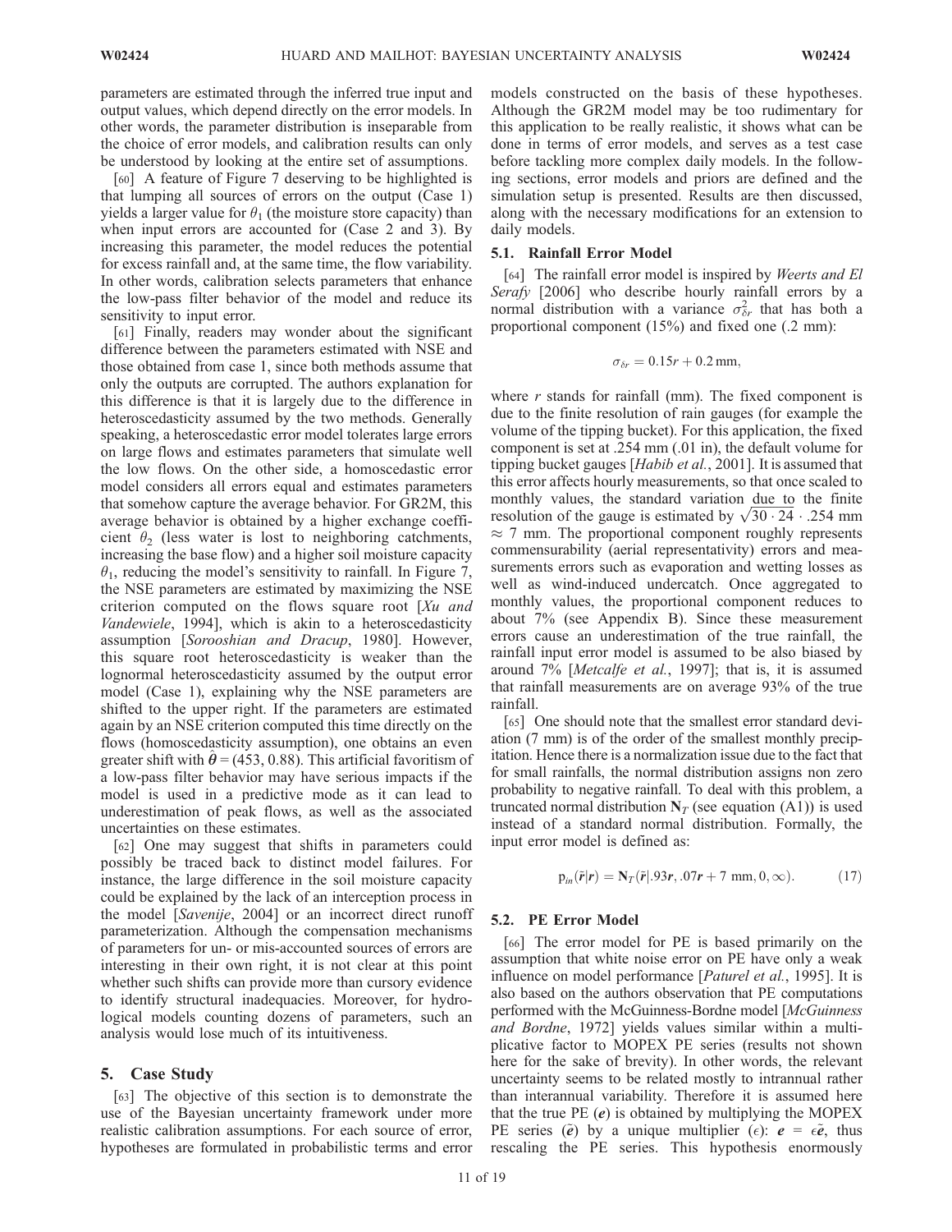parameters are estimated through the inferred true input and output values, which depend directly on the error models. In other words, the parameter distribution is inseparable from the choice of error models, and calibration results can only be understood by looking at the entire set of assumptions.

[60] A feature of Figure 7 deserving to be highlighted is that lumping all sources of errors on the output (Case 1) yields a larger value for $\theta_1$ (the moisture store capacity) than when input errors are accounted for (Case 2 and 3). By increasing this parameter, the model reduces the potential for excess rainfall and, at the same time, the flow variability. In other words, calibration selects parameters that enhance the low-pass filter behavior of the model and reduce its sensitivity to input error.

[61] Finally, readers may wonder about the significant difference between the parameters estimated with NSE and those obtained from case 1, since both methods assume that only the outputs are corrupted. The authors explanation for this difference is that it is largely due to the difference in heteroscedasticity assumed by the two methods. Generally speaking, a heteroscedastic error model tolerates large errors on large flows and estimates parameters that simulate well the low flows. On the other side, a homoscedastic error model considers all errors equal and estimates parameters that somehow capture the average behavior. For GR2M, this average behavior is obtained by a higher exchange coefficient $\theta_2$ (less water is lost to neighboring catchments, increasing the base flow) and a higher soil moisture capacity $\theta_1$, reducing the model's sensitivity to rainfall. In Figure 7, the NSE parameters are estimated by maximizing the NSE criterion computed on the flows square root [*Xu and Vandewiele*, 1994], which is akin to a heteroscedasticity assumption [*Sorooshian and Dracup*, 1980]. However, this square root heteroscedasticity is weaker than the lognormal heteroscedasticity assumed by the output error model (Case 1), explaining why the NSE parameters are shifted to the upper right. If the parameters are estimated again by an NSE criterion computed this time directly on the flows (homoscedasticity assumption), one obtains an even greater shift with $\hat{\theta} = (453, 0.88)$. This artificial favoritism of a low-pass filter behavior may have serious impacts if the model is used in a predictive mode as it can lead to underestimation of peak flows, as well as the associated uncertainties on these estimates.

[62] One may suggest that shifts in parameters could possibly be traced back to distinct model failures. For instance, the large difference in the soil moisture capacity could be explained by the lack of an interception process in the model [*Savenije*, 2004] or an incorrect direct runoff parameterization. Although the compensation mechanisms of parameters for un- or mis-accounted sources of errors are interesting in their own right, it is not clear at this point whether such shifts can provide more than cursory evidence to identify structural inadequacies. Moreover, for hydrological models counting dozens of parameters, such an analysis would lose much of its intuitiveness.

## 5. Case Study

[63] The objective of this section is to demonstrate the use of the Bayesian uncertainty framework under more realistic calibration assumptions. For each source of error, hypotheses are formulated in probabilistic terms and error models constructed on the basis of these hypotheses. Although the GR2M model may be too rudimentary for this application to be really realistic, it shows what can be done in terms of error models, and serves as a test case before tackling more complex daily models. In the following sections, error models and priors are defined and the simulation setup is presented. Results are then discussed, along with the necessary modifications for an extension to daily models.

### 5.1. Rainfall Error Model

[64] The rainfall error model is inspired by *Weerts and El Serafy* [2006] who describe hourly rainfall errors by a normal distribution with a variance $\sigma^2_{\delta r}$ that has both a proportional component (15%) and fixed one (.2 mm):

$$\sigma_{\delta r} = 0.15r + 0.2\,\text{mm},$$

where $r$ stands for rainfall (mm). The fixed component is due to the finite resolution of rain gauges (for example the volume of the tipping bucket). For this application, the fixed component is set at .254 mm (.01 in), the default volume for tipping bucket gauges [*Habib et al.*, 2001]. It is assumed that this error affects hourly measurements, so that once scaled to monthly values, the standard variation due to the finite resolution of the gauge is estimated by $\sqrt{30 \cdot 24} \cdot .254$ mm $\approx 7$ mm. The proportional component roughly represents commensurability (aerial representativity) errors and measurements errors such as evaporation and wetting losses as well as wind-induced undercatch. Once aggregated to monthly values, the proportional component reduces to about 7% (see Appendix B). Since these measurement errors cause an underestimation of the true rainfall, the rainfall input error model is assumed to be also biased by around 7% [*Metcalfe et al.*, 1997]; that is, it is assumed that rainfall measurements are on average 93% of the true rainfall.

[65] One should note that the smallest error standard deviation (7 mm) is of the order of the smallest monthly precipitation. Hence there is a normalization issue due to the fact that for small rainfalls, the normal distribution assigns non zero probability to negative rainfall. To deal with this problem, a truncated normal distribution $\mathbf{N}_T$ (see equation (A1)) is used instead of a standard normal distribution. Formally, the input error model is defined as:

$$\mathrm{p}_{in}(\tilde{\boldsymbol{r}}|\boldsymbol{r}) = \mathbf{N}_T(\tilde{\boldsymbol{r}}|.93\boldsymbol{r}, .07\boldsymbol{r} + 7\text{ mm}, 0, \infty). \tag{17}$$

### 5.2. PE Error Model

[66] The error model for PE is based primarily on the assumption that white noise error on PE have only a weak influence on model performance [*Paturel et al.*, 1995]. It is also based on the authors observation that PE computations performed with the McGuinness-Bordne model [*McGuinness and Bordne*, 1972] yields values similar within a multiplicative factor to MOPEX PE series (results not shown here for the sake of brevity). In other words, the relevant uncertainty seems to be related mostly to intrannual rather than interannual variability. Therefore it is assumed here that the true PE ($\boldsymbol{e}$) is obtained by multiplying the MOPEX PE series ($\tilde{\boldsymbol{e}}$) by a unique multiplier ($\epsilon$): $\boldsymbol{e} = \epsilon\tilde{\boldsymbol{e}}$, thus rescaling the PE series. This hypothesis enormously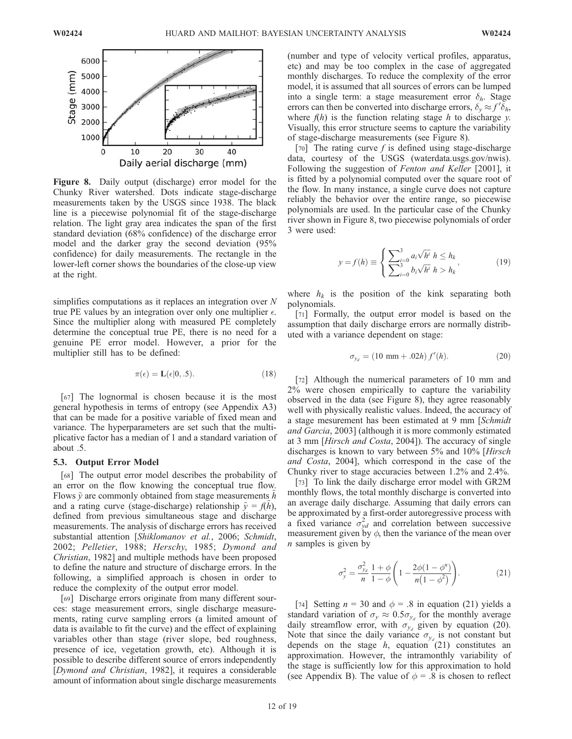Figure 8. Daily output (discharge) error model for the Chunky River watershed. Dots indicate stage-discharge measurements taken by the USGS since 1938. The black line is a piecewise polynomial fit of the stage-discharge relation. The light gray area indicates the span of the first standard deviation (68% confidence) of the discharge error model and the darker gray the second deviation (95% confidence) for daily measurements. The rectangle in the lower-left corner shows the boundaries of the close-up view at the right.

simplifies computations as it replaces an integration over $N$ true PE values by an integration over only one multiplier $\epsilon$. Since the multiplier along with measured PE completely determine the conceptual true PE, there is no need for a genuine PE error model. However, a prior for the multiplier still has to be defined:

$$\pi(\epsilon) = \mathbf{L}(\epsilon|0, .5). \tag{18}$$

[67] The lognormal is chosen because it is the most general hypothesis in terms of entropy (see Appendix A3) that can be made for a positive variable of fixed mean and variance. The hyperparameters are set such that the multiplicative factor has a median of 1 and a standard variation of about .5.

### 5.3. Output Error Model

[68] The output error model describes the probability of an error on the flow knowing the conceptual true flow. Flows $\tilde{y}$ are commonly obtained from stage measurements $\tilde{h}$ and a rating curve (stage-discharge) relationship $\tilde{y} = f(\tilde{h})$, defined from previous simultaneous stage and discharge measurements. The analysis of discharge errors has received substantial attention [*Shiklomanov et al.*, 2006; *Schmidt*, 2002; *Pelletier*, 1988; *Herschy*, 1985; *Dymond and Christian*, 1982] and multiple methods have been proposed to define the nature and structure of discharge errors. In the following, a simplified approach is chosen in order to reduce the complexity of the output error model.

[69] Discharge errors originate from many different sources: stage measurement errors, single discharge measurements, rating curve sampling errors (a limited amount of data is available to fit the curve) and the effect of explaining variables other than stage (river slope, bed roughness, presence of ice, vegetation growth, etc). Although it is possible to describe different source of errors independently [*Dymond and Christian*, 1982], it requires a considerable amount of information about single discharge measurements (number and type of velocity vertical profiles, apparatus, etc) and may be too complex in the case of aggregated monthly discharges. To reduce the complexity of the error model, it is assumed that all sources of errors can be lumped into a single term: a stage measurement error $\delta_h$. Stage errors can then be converted into discharge errors, $\delta_y \approx f'\delta_h$, where $f(h)$ is the function relating stage $h$ to discharge $y$. Visually, this error structure seems to capture the variability of stage-discharge measurements (see Figure 8).

[70] The rating curve $f$ is defined using stage-discharge data, courtesy of the USGS (waterdata.usgs.gov/nwis). Following the suggestion of *Fenton and Keller* [2001], it is fitted by a polynomial computed over the square root of the flow. In many instance, a single curve does not capture reliably the behavior over the entire range, so piecewise polynomials are used. In the particular case of the Chunky river shown in Figure 8, two piecewise polynomials of order 3 were used:

$$y = f(h) \equiv \begin{cases} \sum_{i=0}^{3} a_i \sqrt{h^i} & h \leq h_k \\ \sum_{i=0}^{3} b_i \sqrt{h^i} & h > h_k \end{cases}, \tag{19}$$

where $h_k$ is the position of the kink separating both polynomials.

[71] Formally, the output error model is based on the assumption that daily discharge errors are normally distributed with a variance dependent on stage:

$$\sigma_{y_d} = (10 \text{ mm} + .02h)\, f'(h). \tag{20}$$

[72] Although the numerical parameters of 10 mm and 2% were chosen empirically to capture the variability observed in the data (see Figure 8), they agree reasonably well with physically realistic values. Indeed, the accuracy of a stage mesurement has been estimated at 9 mm [*Schmidt and Garcia*, 2003] (although it is more commonly estimated at 3 mm [*Hirsch and Costa*, 2004]). The accuracy of single discharges is known to vary between 5% and 10% [*Hirsch and Costa*, 2004], which correspond in the case of the Chunky river to stage accuracies between 1.2% and 2.4%.

[73] To link the daily discharge error model with GR2M monthly flows, the total monthly discharge is converted into an average daily discharge. Assuming that daily errors can be approximated by a first-order autoregressive process with a fixed variance $\sigma_{yd}^2$ and correlation between successive measurement given by $\phi$, then the variance of the mean over $n$ samples is given by

$$\sigma_{\bar{y}}^2 = \frac{\sigma_{y_d}^2}{n} \frac{1+\phi}{1-\phi} \left(1 - \frac{2\phi(1-\phi^n)}{n(1-\phi^2)}\right). \tag{21}$$

[74] Setting $n = 30$ and $\phi = .8$ in equation (21) yields a standard variation of $\sigma_{\bar{y}} \approx 0.5\sigma_{y_d}$ for the monthly average daily streamflow error, with $\sigma_{y_d}$ given by equation (20). Note that since the daily variance $\sigma_{y_d}$ is not constant but depends on the stage $h$, equation (21) constitutes an approximation. However, the intramonthly variability of the stage is sufficiently low for this approximation to hold (see Appendix B). The value of $\phi = .8$ is chosen to reflect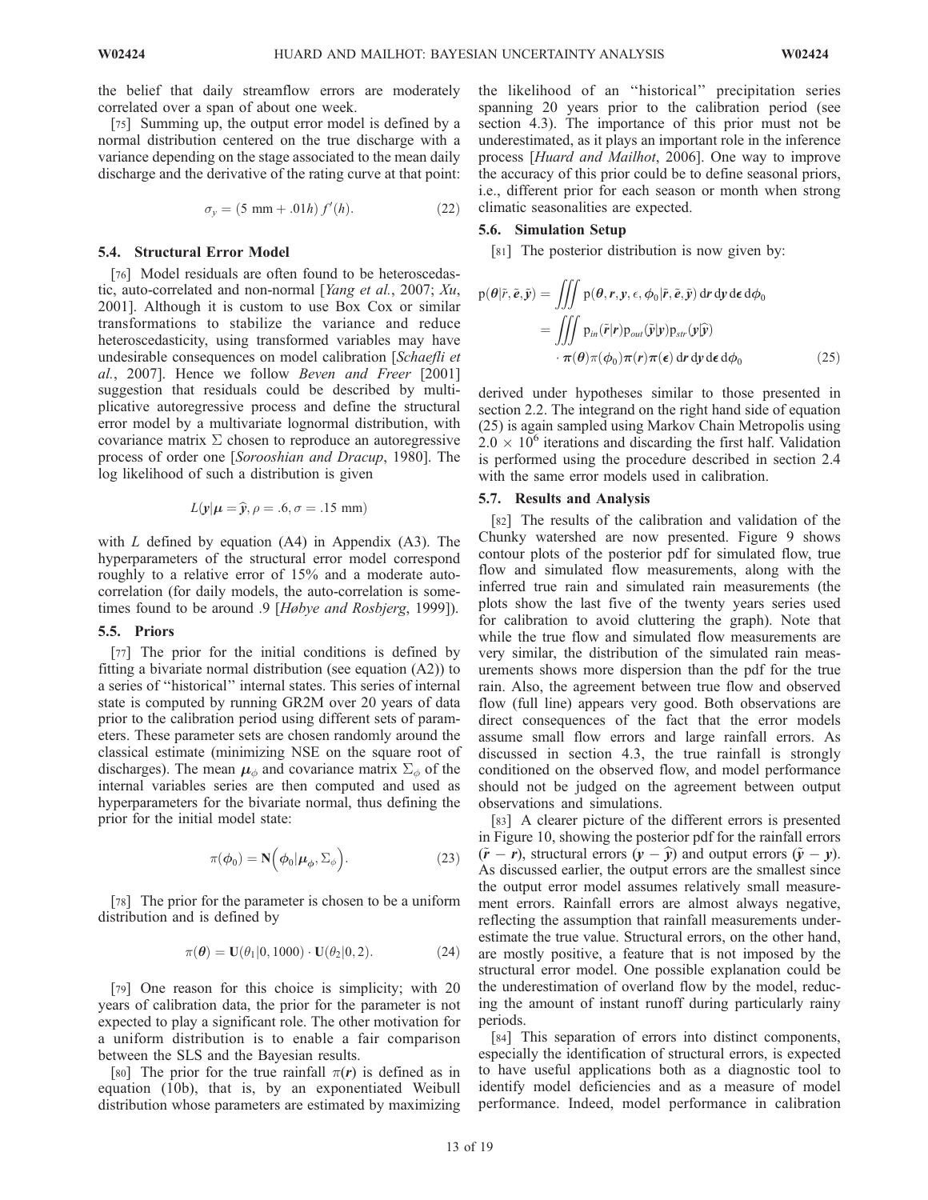the belief that daily streamflow errors are moderately correlated over a span of about one week.

[75] Summing up, the output error model is defined by a normal distribution centered on the true discharge with a variance depending on the stage associated to the mean daily discharge and the derivative of the rating curve at that point:

$$\sigma_y = (5 \text{ mm} + .01h)\, f'(h). \tag{22}$$

### 5.4. Structural Error Model

[76] Model residuals are often found to be heteroscedastic, auto-correlated and non-normal [*Yang et al.*, 2007; *Xu*, 2001]. Although it is custom to use Box Cox or similar transformations to stabilize the variance and reduce heteroscedasticity, using transformed variables may have undesirable consequences on model calibration [*Schaefli et al.*, 2007]. Hence we follow *Beven and Freer* [2001] suggestion that residuals could be described by multiplicative autoregressive process and define the structural error model by a multivariate lognormal distribution, with covariance matrix $\Sigma$ chosen to reproduce an autoregressive process of order one [*Sorooshian and Dracup*, 1980]. The log likelihood of such a distribution is given

$$L(\boldsymbol{y}|\boldsymbol{\mu} = \widehat{\boldsymbol{y}}, \rho = .6, \sigma = .15 \text{ mm})$$

with $L$ defined by equation (A4) in Appendix (A3). The hyperparameters of the structural error model correspond roughly to a relative error of 15% and a moderate autocorrelation (for daily models, the auto-correlation is sometimes found to be around .9 [*Høbye and Rosbjerg*, 1999]).

### 5.5. Priors

[77] The prior for the initial conditions is defined by fitting a bivariate normal distribution (see equation (A2)) to a series of ''historical'' internal states. This series of internal state is computed by running GR2M over 20 years of data prior to the calibration period using different sets of parameters. These parameter sets are chosen randomly around the classical estimate (minimizing NSE on the square root of discharges). The mean $\boldsymbol{\mu}_\phi$ and covariance matrix $\Sigma_\phi$ of the internal variables series are then computed and used as hyperparameters for the bivariate normal, thus defining the prior for the initial model state:

$$\pi(\boldsymbol{\phi}_0) = \mathbf{N}\Big(\boldsymbol{\phi}_0|\boldsymbol{\mu}_\phi, \Sigma_\phi\Big). \tag{23}$$

[78] The prior for the parameter is chosen to be a uniform distribution and is defined by

$$\pi(\boldsymbol{\theta}) = \mathbf{U}(\theta_1|0, 1000) \cdot \mathbf{U}(\theta_2|0, 2). \tag{24}$$

[79] One reason for this choice is simplicity; with 20 years of calibration data, the prior for the parameter is not expected to play a significant role. The other motivation for a uniform distribution is to enable a fair comparison between the SLS and the Bayesian results.

[80] The prior for the true rainfall $\pi(\boldsymbol{r})$ is defined as in equation (10b), that is, by an exponentiated Weibull distribution whose parameters are estimated by maximizing the likelihood of an ''historical'' precipitation series spanning 20 years prior to the calibration period (see section 4.3). The importance of this prior must not be underestimated, as it plays an important role in the inference process [*Huard and Mailhot*, 2006]. One way to improve the accuracy of this prior could be to define seasonal priors, i.e., different prior for each season or month when strong climatic seasonalities are expected.

### 5.6. Simulation Setup

[81] The posterior distribution is now given by:

$$\begin{aligned}
\mathrm{p}(\boldsymbol{\theta}|\tilde{r}, \tilde{\boldsymbol{e}}, \tilde{\boldsymbol{y}}) &= \iiint \mathrm{p}(\boldsymbol{\theta}, \boldsymbol{r}, \boldsymbol{y}, \epsilon, \boldsymbol{\phi}_0|\tilde{\boldsymbol{r}}, \tilde{\boldsymbol{e}}, \tilde{\boldsymbol{y}})\, \mathrm{d}\boldsymbol{r}\, \mathrm{d}\boldsymbol{y}\, \mathrm{d}\boldsymbol{\epsilon}\, \mathrm{d}\boldsymbol{\phi}_0 \\
&= \iiint \mathrm{p}_{in}(\tilde{\boldsymbol{r}}|\boldsymbol{r})\mathrm{p}_{out}(\tilde{\boldsymbol{y}}|\boldsymbol{y})\mathrm{p}_{str}(\boldsymbol{y}|\widehat{\boldsymbol{y}}) \\
&\quad \cdot \boldsymbol{\pi}(\boldsymbol{\theta})\pi(\boldsymbol{\phi}_0)\boldsymbol{\pi}(\boldsymbol{r})\boldsymbol{\pi}(\boldsymbol{\epsilon})\, \mathrm{d}\boldsymbol{r}\, \mathrm{d}\boldsymbol{y}\, \mathrm{d}\boldsymbol{\epsilon}\, \mathrm{d}\boldsymbol{\phi}_0
\end{aligned} \tag{25}$$

derived under hypotheses similar to those presented in section 2.2. The integrand on the right hand side of equation (25) is again sampled using Markov Chain Metropolis using $2.0 \times 10^6$ iterations and discarding the first half. Validation is performed using the procedure described in section 2.4 with the same error models used in calibration.

### 5.7. Results and Analysis

[82] The results of the calibration and validation of the Chunky watershed are now presented. Figure 9 shows contour plots of the posterior pdf for simulated flow, true flow and simulated flow measurements, along with the inferred true rain and simulated rain measurements (the plots show the last five of the twenty years series used for calibration to avoid cluttering the graph). Note that while the true flow and simulated flow measurements are very similar, the distribution of the simulated rain measurements shows more dispersion than the pdf for the true rain. Also, the agreement between true flow and observed flow (full line) appears very good. Both observations are direct consequences of the fact that the error models assume small flow errors and large rainfall errors. As discussed in section 4.3, the true rainfall is strongly conditioned on the observed flow, and model performance should not be judged on the agreement between output observations and simulations.

[83] A clearer picture of the different errors is presented in Figure 10, showing the posterior pdf for the rainfall errors $(\tilde{\boldsymbol{r}} - \boldsymbol{r})$, structural errors $(\boldsymbol{y} - \widehat{\boldsymbol{y}})$ and output errors $(\tilde{\boldsymbol{y}} - \boldsymbol{y})$. As discussed earlier, the output errors are the smallest since the output error model assumes relatively small measurement errors. Rainfall errors are almost always negative, reflecting the assumption that rainfall measurements underestimate the true value. Structural errors, on the other hand, are mostly positive, a feature that is not imposed by the structural error model. One possible explanation could be the underestimation of overland flow by the model, reducing the amount of instant runoff during particularly rainy periods.

[84] This separation of errors into distinct components, especially the identification of structural errors, is expected to have useful applications both as a diagnostic tool to identify model deficiencies and as a measure of model performance. Indeed, model performance in calibration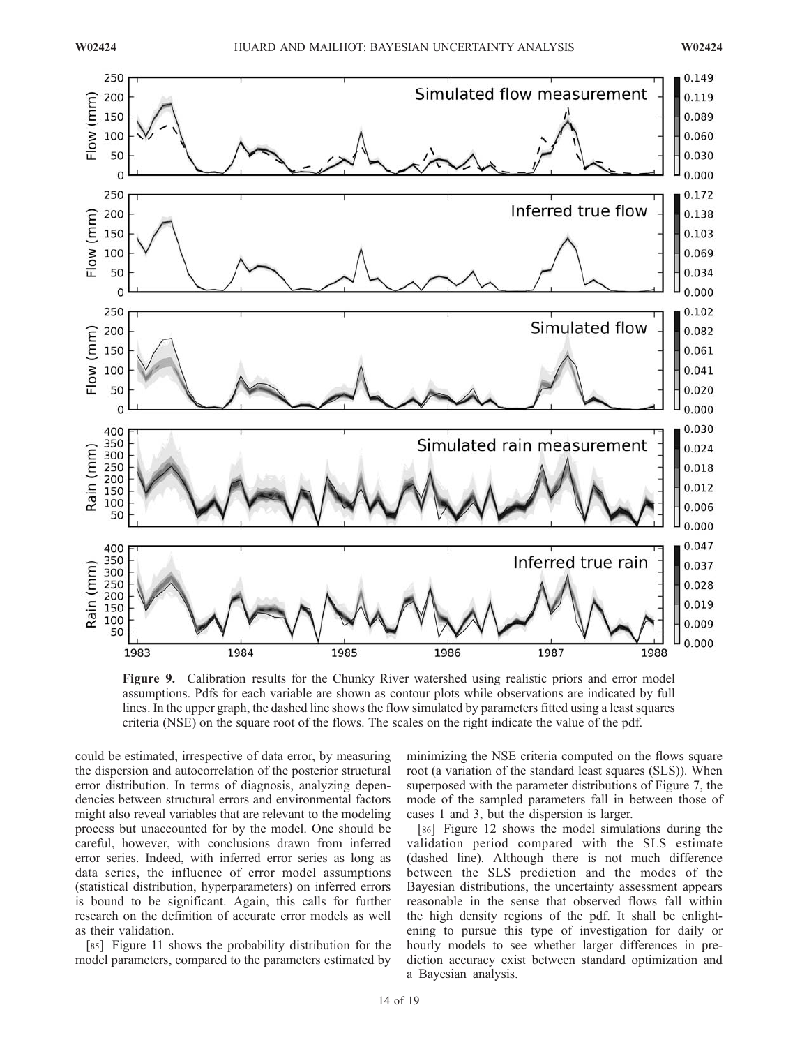**Figure 9.** Calibration results for the Chunky River watershed using realistic priors and error model assumptions. Pdfs for each variable are shown as contour plots while observations are indicated by full lines. In the upper graph, the dashed line shows the flow simulated by parameters fitted using a least squares criteria (NSE) on the square root of the flows. The scales on the right indicate the value of the pdf.

could be estimated, irrespective of data error, by measuring the dispersion and autocorrelation of the posterior structural error distribution. In terms of diagnosis, analyzing dependencies between structural errors and environmental factors might also reveal variables that are relevant to the modeling process but unaccounted for by the model. One should be careful, however, with conclusions drawn from inferred error series. Indeed, with inferred error series as long as data series, the influence of error model assumptions (statistical distribution, hyperparameters) on inferred errors is bound to be significant. Again, this calls for further research on the definition of accurate error models as well as their validation.

[85] Figure 11 shows the probability distribution for the model parameters, compared to the parameters estimated by minimizing the NSE criteria computed on the flows square root (a variation of the standard least squares (SLS)). When superposed with the parameter distributions of Figure 7, the mode of the sampled parameters fall in between those of cases 1 and 3, but the dispersion is larger.

[86] Figure 12 shows the model simulations during the validation period compared with the SLS estimate (dashed line). Although there is not much difference between the SLS prediction and the modes of the Bayesian distributions, the uncertainty assessment appears reasonable in the sense that observed flows fall within the high density regions of the pdf. It shall be enlightening to pursue this type of investigation for daily or hourly models to see whether larger differences in prediction accuracy exist between standard optimization and a Bayesian analysis.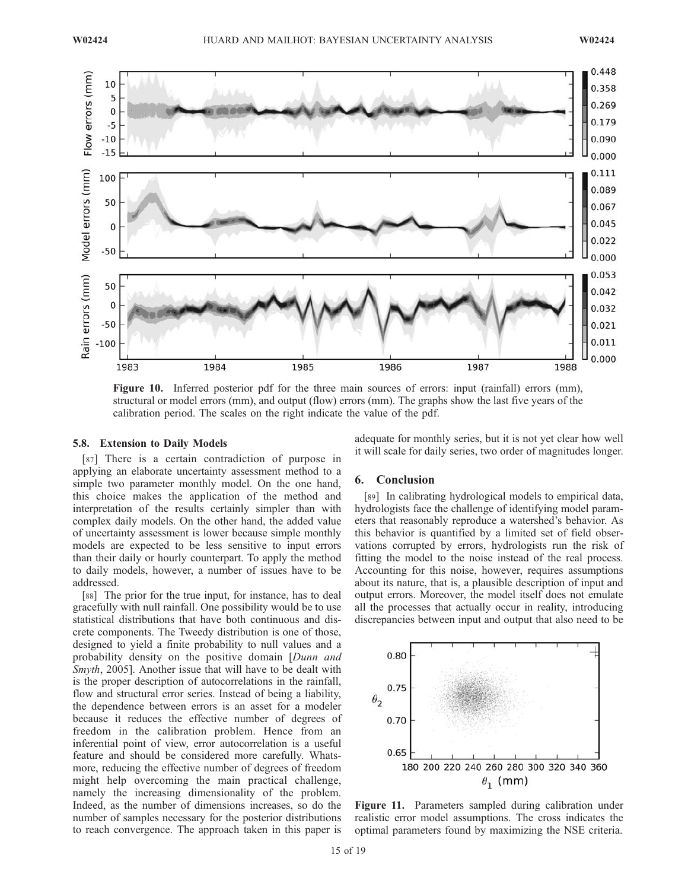Flow errors (mm)
10
5
0
-5
-10
-15

0.448
0.358
0.269
0.179
0.090
0.000

Model errors (mm)
100
50
0
-50

0.111
0.089
0.067
0.045
0.022
0.000

Rain errors (mm)
50
0
-50
-100

0.053
0.042
0.032
0.021
0.011
0.000

1983 1984 1985 1986 1987 1988

**Figure 10.** Inferred posterior pdf for the three main sources of errors: input (rainfall) errors (mm), structural or model errors (mm), and output (flow) errors (mm). The graphs show the last five years of the calibration period. The scales on the right indicate the value of the pdf.

### 5.8. Extension to Daily Models

[87] There is a certain contradiction of purpose in applying an elaborate uncertainty assessment method to a simple two parameter monthly model. On the one hand, this choice makes the application of the method and interpretation of the results certainly simpler than with complex daily models. On the other hand, the added value of uncertainty assessment is lower because simple monthly models are expected to be less sensitive to input errors than their daily or hourly counterpart. To apply the method to daily models, however, a number of issues have to be addressed.

[88] The prior for the true input, for instance, has to deal gracefully with null rainfall. One possibility would be to use statistical distributions that have both continuous and discrete components. The Tweedy distribution is one of those, designed to yield a finite probability to null values and a probability density on the positive domain [*Dunn and Smyth*, 2005]. Another issue that will have to be dealt with is the proper description of autocorrelations in the rainfall, flow and structural error series. Instead of being a liability, the dependence between errors is an asset for a modeler because it reduces the effective number of degrees of freedom in the calibration problem. Hence from an inferential point of view, error autocorrelation is a useful feature and should be considered more carefully. Whatsmore, reducing the effective number of degrees of freedom might help overcoming the main practical challenge, namely the increasing dimensionality of the problem. Indeed, as the number of dimensions increases, so do the number of samples necessary for the posterior distributions to reach convergence. The approach taken in this paper is adequate for monthly series, but it is not yet clear how well it will scale for daily series, two order of magnitudes longer.

## 6. Conclusion

[89] In calibrating hydrological models to empirical data, hydrologists face the challenge of identifying model parameters that reasonably reproduce a watershed's behavior. As this behavior is quantified by a limited set of field observations corrupted by errors, hydrologists run the risk of fitting the model to the noise instead of the real process. Accounting for this noise, however, requires assumptions about its nature, that is, a plausible description of input and output errors. Moreover, the model itself does not emulate all the processes that actually occur in reality, introducing discrepancies between input and output that also need to be

0.80
0.75
0.70
0.65
$\theta_2$
180 200 220 240 260 280 300 320 340 360
$\theta_1$ (mm)

**Figure 11.** Parameters sampled during calibration under realistic error model assumptions. The cross indicates the optimal parameters found by maximizing the NSE criteria.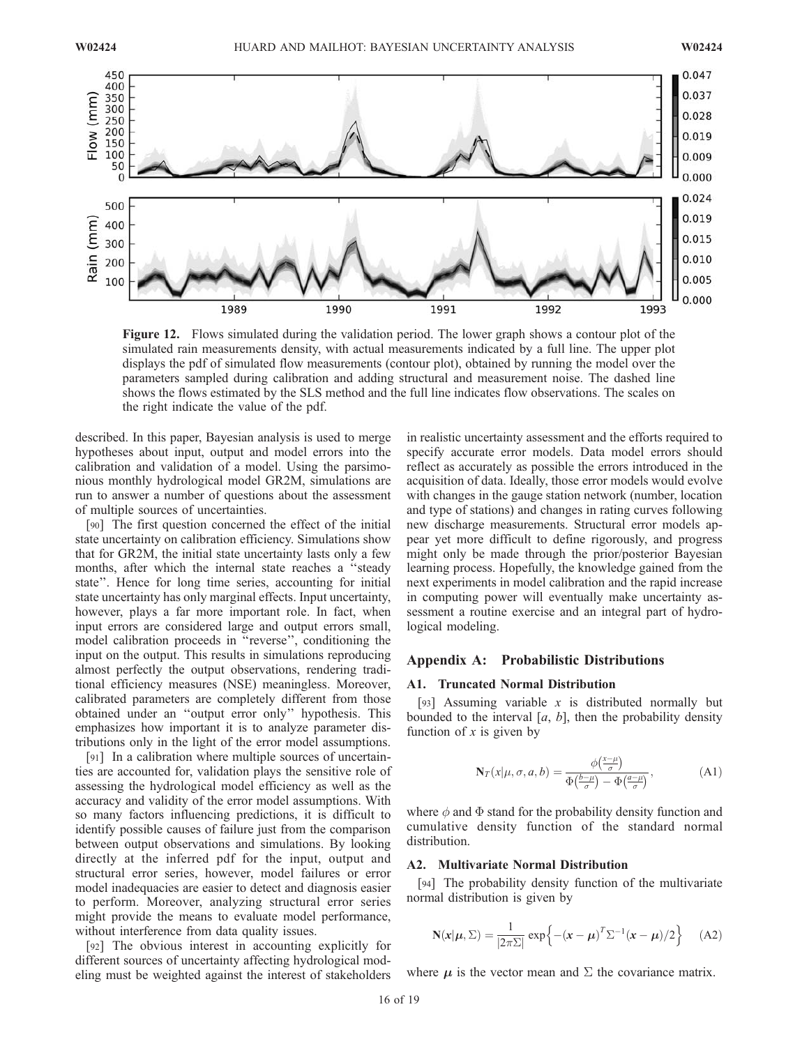**Figure 12.** Flows simulated during the validation period. The lower graph shows a contour plot of the simulated rain measurements density, with actual measurements indicated by a full line. The upper plot displays the pdf of simulated flow measurements (contour plot), obtained by running the model over the parameters sampled during calibration and adding structural and measurement noise. The dashed line shows the flows estimated by the SLS method and the full line indicates flow observations. The scales on the right indicate the value of the pdf.

described. In this paper, Bayesian analysis is used to merge hypotheses about input, output and model errors into the calibration and validation of a model. Using the parsimonious monthly hydrological model GR2M, simulations are run to answer a number of questions about the assessment of multiple sources of uncertainties.

[90] The first question concerned the effect of the initial state uncertainty on calibration efficiency. Simulations show that for GR2M, the initial state uncertainty lasts only a few months, after which the internal state reaches a "steady state". Hence for long time series, accounting for initial state uncertainty has only marginal effects. Input uncertainty, however, plays a far more important role. In fact, when input errors are considered large and output errors small, model calibration proceeds in "reverse", conditioning the input on the output. This results in simulations reproducing almost perfectly the output observations, rendering traditional efficiency measures (NSE) meaningless. Moreover, calibrated parameters are completely different from those obtained under an "output error only" hypothesis. This emphasizes how important it is to analyze parameter distributions only in the light of the error model assumptions.

[91] In a calibration where multiple sources of uncertainties are accounted for, validation plays the sensitive role of assessing the hydrological model efficiency as well as the accuracy and validity of the error model assumptions. With so many factors influencing predictions, it is difficult to identify possible causes of failure just from the comparison between output observations and simulations. By looking directly at the inferred pdf for the input, output and structural error series, however, model failures or error model inadequacies are easier to detect and diagnosis easier to perform. Moreover, analyzing structural error series might provide the means to evaluate model performance, without interference from data quality issues.

[92] The obvious interest in accounting explicitly for different sources of uncertainty affecting hydrological modeling must be weighted against the interest of stakeholders in realistic uncertainty assessment and the efforts required to specify accurate error models. Data model errors should reflect as accurately as possible the errors introduced in the acquisition of data. Ideally, those error models would evolve with changes in the gauge station network (number, location and type of stations) and changes in rating curves following new discharge measurements. Structural error models appear yet more difficult to define rigorously, and progress might only be made through the prior/posterior Bayesian learning process. Hopefully, the knowledge gained from the next experiments in model calibration and the rapid increase in computing power will eventually make uncertainty assessment a routine exercise and an integral part of hydrological modeling.

## Appendix A: Probabilistic Distributions

### A1. Truncated Normal Distribution

[93] Assuming variable $x$ is distributed normally but bounded to the interval $[a, b]$, then the probability density function of $x$ is given by

$$\mathbf{N}_T(x|\mu, \sigma, a, b) = \frac{\phi\left(\frac{x-\mu}{\sigma}\right)}{\Phi\left(\frac{b-\mu}{\sigma}\right) - \Phi\left(\frac{a-\mu}{\sigma}\right)}, \tag{A1}$$

where $\phi$ and $\Phi$ stand for the probability density function and cumulative density function of the standard normal distribution.

### A2. Multivariate Normal Distribution

[94] The probability density function of the multivariate normal distribution is given by

$$\mathbf{N}(\boldsymbol{x}|\boldsymbol{\mu}, \Sigma) = \frac{1}{|2\pi\Sigma|} \exp\left\{-(\boldsymbol{x} - \boldsymbol{\mu})^T \Sigma^{-1}(\boldsymbol{x} - \boldsymbol{\mu})/2\right\} \tag{A2}$$

where $\boldsymbol{\mu}$ is the vector mean and $\Sigma$ the covariance matrix.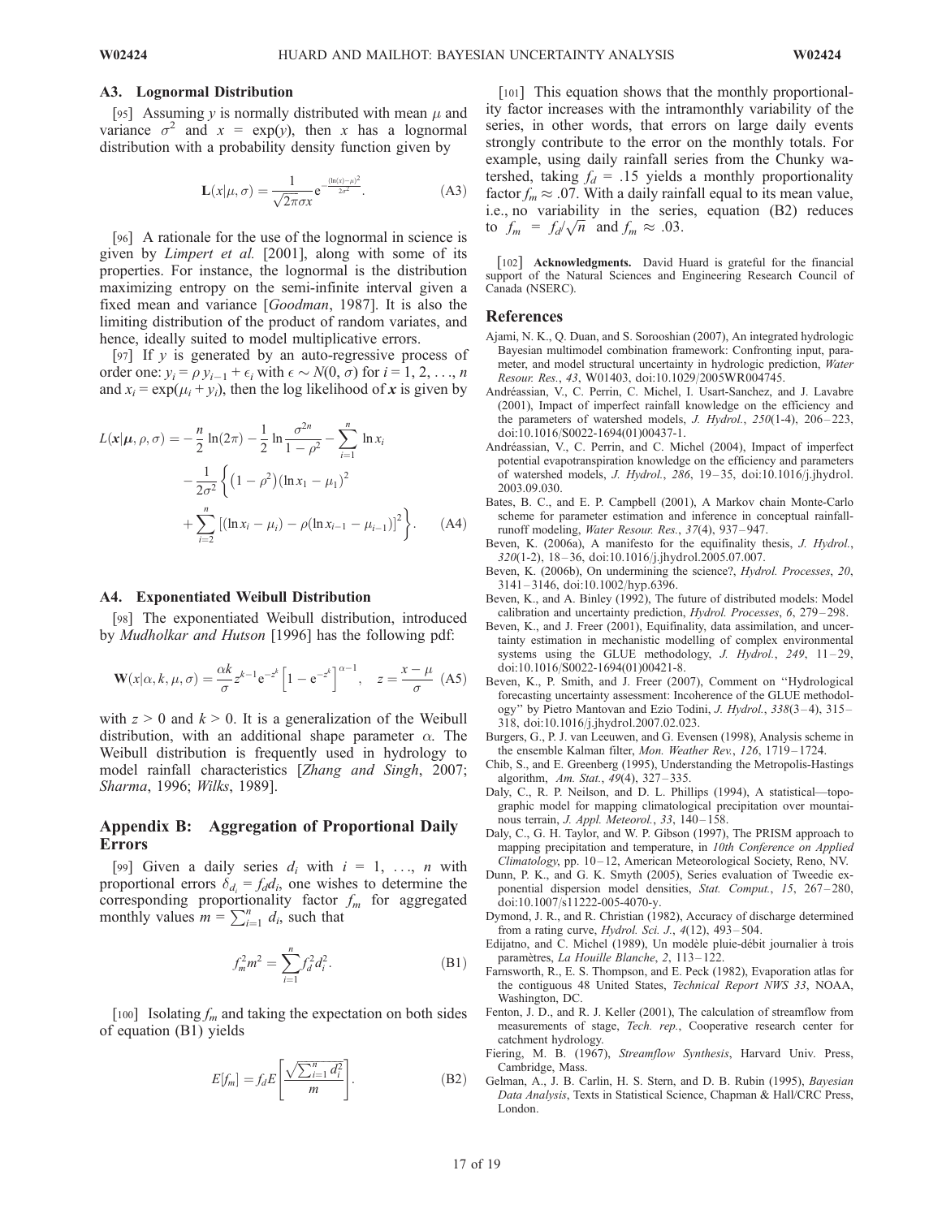### A3. Lognormal Distribution

[95] Assuming $y$ is normally distributed with mean $\mu$ and variance $\sigma^2$ and $x = \exp(y)$, then $x$ has a lognormal distribution with a probability density function given by

$$\mathbf{L}(x|\mu, \sigma) = \frac{1}{\sqrt{2\pi}\sigma x} e^{-\frac{(\ln(x)-\mu)^2}{2\sigma^2}}. \tag{A3}$$

[96] A rationale for the use of the lognormal in science is given by *Limpert et al.* [2001], along with some of its properties. For instance, the lognormal is the distribution maximizing entropy on the semi-infinite interval given a fixed mean and variance [*Goodman*, 1987]. It is also the limiting distribution of the product of random variates, and hence, ideally suited to model multiplicative errors.

[97] If $y$ is generated by an auto-regressive process of order one: $y_i = \rho\, y_{i-1} + \epsilon_i$ with $\epsilon \sim N(0, \sigma)$ for $i = 1, 2, \ldots, n$ and $x_i = \exp(\mu_i + y_i)$, then the log likelihood of $\boldsymbol{x}$ is given by

$$\begin{aligned} L(\boldsymbol{x}|\boldsymbol{\mu}, \rho, \sigma) = & -\frac{n}{2}\ln(2\pi) - \frac{1}{2}\ln\frac{\sigma^{2n}}{1-\rho^2} - \sum_{i=1}^{n}\ln x_i \\ & - \frac{1}{2\sigma^2}\Bigg\{\left(1-\rho^2\right)(\ln x_1 - \mu_1)^2 \\ & + \sum_{i=2}^{n}\left[(\ln x_i - \mu_i) - \rho(\ln x_{i-1} - \mu_{i-1})\right]^2\Bigg\}. \end{aligned} \tag{A4}$$

### A4. Exponentiated Weibull Distribution

[98] The exponentiated Weibull distribution, introduced by *Mudholkar and Hutson* [1996] has the following pdf:

$$\mathbf{W}(x|\alpha, k, \mu, \sigma) = \frac{\alpha k}{\sigma} z^{k-1} e^{-z^k}\left[1 - e^{-z^k}\right]^{\alpha-1}, \quad z = \frac{x-\mu}{\sigma} \tag{A5}$$

with $z > 0$ and $k > 0$. It is a generalization of the Weibull distribution, with an additional shape parameter $\alpha$. The Weibull distribution is frequently used in hydrology to model rainfall characteristics [*Zhang and Singh*, 2007; *Sharma*, 1996; *Wilks*, 1989].

## Appendix B: Aggregation of Proportional Daily Errors

[99] Given a daily series $d_i$ with $i = 1, \ldots, n$ with proportional errors $\delta_{d_i} = f_d d_i$, one wishes to determine the corresponding proportionality factor $f_m$ for aggregated monthly values $m = \sum_{i=1}^{n} d_i$, such that

$$f_m^2 m^2 = \sum_{i=1}^{n} f_d^2 d_i^2. \tag{B1}$$

[100] Isolating $f_m$ and taking the expectation on both sides of equation (B1) yields

$$E[f_m] = f_d E\left[\frac{\sqrt{\sum_{i=1}^{n} d_i^2}}{m}\right]. \tag{B2}$$

[101] This equation shows that the monthly proportionality factor increases with the intramonthly variability of the series, in other words, that errors on large daily events strongly contribute to the error on the monthly totals. For example, using daily rainfall series from the Chunky watershed, taking $f_d = .15$ yields a monthly proportionality factor $f_m \approx .07$. With a daily rainfall equal to its mean value, i.e., no variability in the series, equation (B2) reduces to $f_m = f_d/\sqrt{n}$ and $f_m \approx .03$.

[102] **Acknowledgments.** David Huard is grateful for the financial support of the Natural Sciences and Engineering Research Council of Canada (NSERC).

## References

Ajami, N. K., Q. Duan, and S. Sorooshian (2007), An integrated hydrologic Bayesian multimodel combination framework: Confronting input, parameter, and model structural uncertainty in hydrologic prediction, *Water Resour. Res.*, *43*, W01403, doi:10.1029/2005WR004745.

Andréassian, V., C. Perrin, C. Michel, I. Usart-Sanchez, and J. Lavabre (2001), Impact of imperfect rainfall knowledge on the efficiency and the parameters of watershed models, *J. Hydrol.*, *250*(1-4), 206–223, doi:10.1016/S0022-1694(01)00437-1.

Andréassian, V., C. Perrin, and C. Michel (2004), Impact of imperfect potential evapotranspiration knowledge on the efficiency and parameters of watershed models, *J. Hydrol.*, *286*, 19–35, doi:10.1016/j.jhydrol.2003.09.030.

Bates, B. C., and E. P. Campbell (2001), A Markov chain Monte-Carlo scheme for parameter estimation and inference in conceptual rainfall-runoff modeling, *Water Resour. Res.*, *37*(4), 937–947.

Beven, K. (2006a), A manifesto for the equifinality thesis, *J. Hydrol.*, *320*(1-2), 18–36, doi:10.1016/j.jhydrol.2005.07.007.

Beven, K. (2006b), On undermining the science?, *Hydrol. Processes*, *20*, 3141–3146, doi:10.1002/hyp.6396.

Beven, K., and A. Binley (1992), The future of distributed models: Model calibration and uncertainty prediction, *Hydrol. Processes*, *6*, 279–298.

Beven, K., and J. Freer (2001), Equifinality, data assimilation, and uncertainty estimation in mechanistic modelling of complex environmental systems using the GLUE methodology, *J. Hydrol.*, *249*, 11–29, doi:10.1016/S0022-1694(01)00421-8.

Beven, K., P. Smith, and J. Freer (2007), Comment on ''Hydrological forecasting uncertainty assessment: Incoherence of the GLUE methodology'' by Pietro Mantovan and Ezio Todini, *J. Hydrol.*, *338*(3–4), 315–318, doi:10.1016/j.jhydrol.2007.02.023.

Burgers, G., P. J. van Leeuwen, and G. Evensen (1998), Analysis scheme in the ensemble Kalman filter, *Mon. Weather Rev.*, *126*, 1719–1724.

Chib, S., and E. Greenberg (1995), Understanding the Metropolis-Hastings algorithm, *Am. Stat.*, *49*(4), 327–335.

Daly, C., R. P. Neilson, and D. L. Phillips (1994), A statistical—topographic model for mapping climatological precipitation over mountainous terrain, *J. Appl. Meteorol.*, *33*, 140–158.

Daly, C., G. H. Taylor, and W. P. Gibson (1997), The PRISM approach to mapping precipitation and temperature, in *10th Conference on Applied Climatology*, pp. 10–12, American Meteorological Society, Reno, NV.

Dunn, P. K., and G. K. Smyth (2005), Series evaluation of Tweedie exponential dispersion model densities, *Stat. Comput.*, *15*, 267–280, doi:10.1007/s11222-005-4070-y.

Dymond, J. R., and R. Christian (1982), Accuracy of discharge determined from a rating curve, *Hydrol. Sci. J.*, *4*(12), 493–504.

Edijatno, and C. Michel (1989), Un modèle pluie-débit journalier à trois paramètres, *La Houille Blanche*, *2*, 113–122.

Farnsworth, R., E. S. Thompson, and E. Peck (1982), Evaporation atlas for the contiguous 48 United States, *Technical Report NWS 33*, NOAA, Washington, DC.

Fenton, J. D., and R. J. Keller (2001), The calculation of streamflow from measurements of stage, *Tech. rep.*, Cooperative research center for catchment hydrology.

Fiering, M. B. (1967), *Streamflow Synthesis*, Harvard Univ. Press, Cambridge, Mass.

Gelman, A., J. B. Carlin, H. S. Stern, and D. B. Rubin (1995), *Bayesian Data Analysis*, Texts in Statistical Science, Chapman & Hall/CRC Press, London.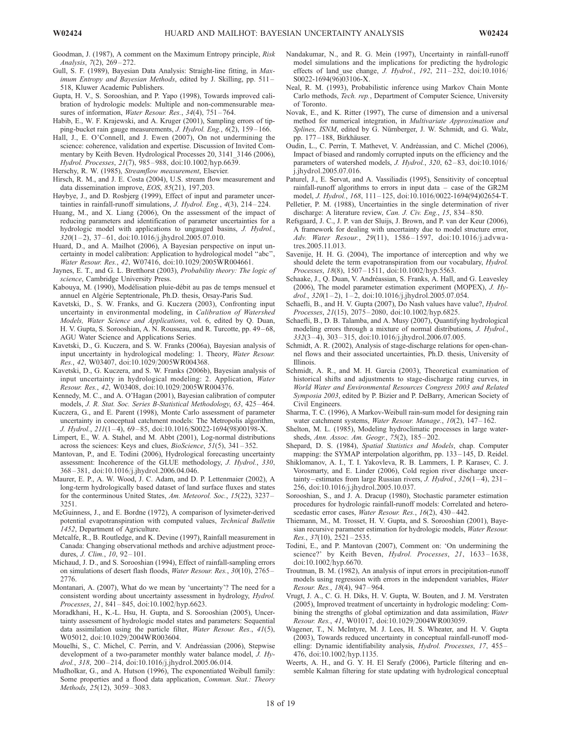Goodman, J. (1987), A comment on the Maximum Entropy principle, *Risk Analysis*, *7*(2), 269–272.

Gull, S. F. (1989), Bayesian Data Analysis: Straight-line fitting, in *Maximum Entropy and Bayesian Methods*, edited by J. Skilling, pp. 511–518, Kluwer Academic Publishers.

Gupta, H. V., S. Sorooshian, and P. Yapo (1998), Towards improved calibration of hydrologic models: Multiple and non-commensurable measures of information, *Water Resour. Res.*, *34*(4), 751–764.

Habib, E., W. F. Krajewski, and A. Kruger (2001), Sampling errors of tipping-bucket rain gauge measurements, *J. Hydrol. Eng.*, *6*(2), 159–166.

Hall, J., E. O'Connell, and J. Ewen (2007), On not undermining the science: coherence, validation and expertise. Discussion of Invited Commentary by Keith Beven. Hydrological Processes 20, 3141_3146 (2006), *Hydrol. Processes*, *21*(7), 985–988, doi:10.1002/hyp.6639.

Herschy, R. W. (1985), *Streamflow measurement*, Elsevier.

Hirsch, R. M., and J. E. Costa (2004), U.S. stream flow measurement and data dissemination improve, *EOS*, *85*(21), 197,203.

Høybye, J., and D. Rosbjerg (1999), Effect of input and parameter uncertainties in rainfall-runoff simulations, *J. Hydrol. Eng.*, *4*(3), 214–224.

Huang, M., and X. Liang (2006), On the assessment of the impact of reducing parameters and identification of parameter uncertainties for a hydrologic model with applications to ungauged basins, *J. Hydrol.*, *320*(1–2), 37–61, doi:10.1016/j.jhydrol.2005.07.010.

Huard, D., and A. Mailhot (2006), A Bayesian perspective on input uncertainty in model calibration: Application to hydrological model "abc", *Water Resour. Res.*, *42*, W07416, doi:10.1029/2005WR004661.

Jaynes, E. T., and G. L. Bretthorst (2003), *Probability theory: The logic of science*, Cambridge University Press.

Kabouya, M. (1990), Modélisation pluie-débit au pas de temps mensuel et annuel en Algérie Septentrionale, Ph.D. thesis, Orsay-Paris Sud.

Kavetski, D., S. W. Franks, and G. Kuczera (2003), Confronting input uncertainty in environmental modeling, in *Calibration of Watershed Models, Water Science and Applications*, vol. 6, edited by Q. Duan, H. V. Gupta, S. Sorooshian, A. N. Rousseau, and R. Turcotte, pp. 49–68, AGU Water Science and Applications Series.

Kavetski, D., G. Kuczera, and S. W. Franks (2006a), Bayesian analysis of input uncertainty in hydrological modeling: 1. Theory, *Water Resour. Res.*, *42*, W03407, doi:10.1029/2005WR004368.

Kavetski, D., G. Kuczera, and S. W. Franks (2006b), Bayesian analysis of input uncertainty in hydrological modeling: 2. Application, *Water Resour. Res.*, *42*, W03408, doi:10.1029/2005WR004376.

Kennedy, M. C., and A. O'Hagan (2001), Bayesian calibration of computer models, *J. R. Stat. Soc. Series B-Statistical Methodology*, *63*, 425–464.

Kuczera, G., and E. Parent (1998), Monte Carlo assessment of parameter uncertainty in conceptual catchment models: The Metropolis algorithm, *J. Hydrol.*, *211*(1–4), 69–85, doi:10.1016/S0022-1694(98)00198-X.

Limpert, E., W. A. Stahel, and M. Abbt (2001), Log-normal distributions across the sciences: Keys and clues, *BioScience*, *51*(5), 341–352.

Mantovan, P., and E. Todini (2006), Hydrological forecasting uncertainty assessment: Incoherence of the GLUE methodology, *J. Hydrol.*, *330*, 368–381, doi:10.1016/j.jhydrol.2006.04.046.

Maurer, E. P., A. W. Wood, J. C. Adam, and D. P. Lettenmaier (2002), A long-term hydrologically based dataset of land surface fluxes and states for the conterminous United States, *Am. Meteorol. Soc.*, *15*(22), 3237–3251.

McGuinness, J., and E. Bordne (1972), A comparison of lysimeter-derived potential evapotranspiration with computed values, *Technical Bulletin 1452*, Department of Agriculture.

Metcalfe, R., B. Routledge, and K. Devine (1997), Rainfall measurement in Canada: Changing observational methods and archive adjustment procedures, *J. Clim.*, *10*, 92–101.

Michaud, J. D., and S. Sorooshian (1994), Effect of rainfall-sampling errors on simulations of desert flash floods, *Water Resour. Res.*, *30*(10), 2765–2776.

Montanari, A. (2007), What do we mean by 'uncertainty'? The need for a consistent wording about uncertainty assessment in hydrology, *Hydrol. Processes*, *21*, 841–845, doi:10.1002/hyp.6623.

Moradkhani, H., K.-L. Hsu, H. Gupta, and S. Sorooshian (2005), Uncertainty assessment of hydrologic model states and parameters: Sequential data assimilation using the particle filter, *Water Resour. Res.*, *41*(5), W05012, doi:10.1029/2004WR003604.

Mouelhi, S., C. Michel, C. Perrin, and V. Andréassian (2006), Stepwise development of a two-parameter monthly water balance model, *J. Hydrol.*, *318*, 200–214, doi:10.1016/j.jhydrol.2005.06.014.

Mudholkar, G., and A. Hutson (1996), The exponentiated Weibull family: Some properties and a flood data application, *Commun. Stat.: Theory Methods*, *25*(12), 3059–3083.

Nandakumar, N., and R. G. Mein (1997), Uncertainty in rainfall-runoff model simulations and the implications for predicting the hydrologic effects of land_use change, *J. Hydrol.*, *192*, 211–232, doi:10.1016/S0022-1694(96)03106-X.

Neal, R. M. (1993), Probabilistic inference using Markov Chain Monte Carlo methods, *Tech. rep.*, Department of Computer Science, University of Toronto.

Novak, E., and K. Ritter (1997), The curse of dimension and a universal method for numerical integration, in *Multivariate Approximation and Splines, ISNM*, edited by G. Nürnberger, J. W. Schmidt, and G. Walz, pp. 177–188, Birkhäuser.

Oudin, L., C. Perrin, T. Mathevet, V. Andréassian, and C. Michel (2006), Impact of biased and randomly corrupted inputs on the efficiency and the parameters of watershed models, *J. Hydrol.*, *320*, 62–83, doi:10.1016/j.jhydrol.2005.07.016.

Paturel, J., E. Servat, and A. Vassiliadis (1995), Sensitivity of conceptual rainfall-runoff algorithms to errors in input data – case of the GR2M model, *J. Hydrol.*, *168*, 111–125, doi:10.1016/0022-1694(94)02654-T.

Pelletier, P. M. (1988), Uncertainties in the single determination of river discharge: A literature review, *Can. J. Civ. Eng.*, *15*, 834–850.

Refsgaard, J. C., J. P. van der Sluijs, J. Brown, and P. van der Keur (2006), A framework for dealing with uncertainty due to model structure error, *Adv. Water Resour.*, *29*(11), 1586–1597, doi:10.1016/j.advwatres.2005.11.013.

Savenije, H. H. G. (2004), The importance of interception and why we should delete the term evapotranspiration from our vocabulary, *Hydrol. Processes*, *18*(8), 1507–1511, doi:10.1002/hyp.5563.

Schaake, J., Q. Duan, V. Andréassian, S. Franks, A. Hall, and G. Leavesley (2006), The model parameter estimation experiment (MOPEX), *J. Hydrol.*, *320*(1–2), 1–2, doi:10.1016/j.jhydrol.2005.07.054.

Schaefli, B., and H. V. Gupta (2007), Do Nash values have value?, *Hydrol. Processes*, *21*(15), 2075–2080, doi:10.1002/hyp.6825.

Schaefli, B., D. B. Talamba, and A. Musy (2007), Quantifying hydrological modeling errors through a mixture of normal distributions, *J. Hydrol.*, *332*(3–4), 303–315, doi:10.1016/j.jhydrol.2006.07.005.

Schmidt, A. R. (2002), Analysis of stage-discharge relations for open-channel flows and their associated uncertainties, Ph.D. thesis, University of Illinois.

Schmidt, A. R., and M. H. Garcia (2003), Theoretical examination of historical shifts and adjustments to stage-discharge rating curves, in *World Water and Environmental Resources Congress 2003 and Related Symposia 2003*, edited by P. Bizier and P. DeBarry, American Society of Civil Engineers.

Sharma, T. C. (1996), A Markov-Weibull rain-sum model for designing rain water catchment systems, *Water Resour. Manage.*, *10*(2), 147–162.

Shelton, M. L. (1985), Modeling hydroclimatic processes in large watersheds, *Ann. Assoc. Am. Geogr.*, *75*(2), 185–202.

Shepard, D. S. (1984), *Spatial Statistics and Models*, chap. Computer mapping: the SYMAP interpolation algorithm, pp. 133–145, D. Reidel.

Shiklomanov, A. I., T. I. Yakovleva, R. B. Lammers, I. P. Karasev, C. J. Vorosmarty, and E. Linder (2006), Cold region river discharge uncertainty–estimates from large Russian rivers, *J. Hydrol.*, *326*(1–4), 231–256, doi:10.1016/j.jhydrol.2005.10.037.

Sorooshian, S., and J. A. Dracup (1980), Stochastic parameter estimation procedures for hydrologic rainfall-runoff models: Correlated and heteroscedastic error cases, *Water Resour. Res.*, *16*(2), 430–442.

Thiemann, M., M. Trosset, H. V. Gupta, and S. Sorooshian (2001), Bayesian recursive parameter estimation for hydrologic models, *Water Resour. Res.*, *37*(10), 2521–2535.

Todini, E., and P. Mantovan (2007), Comment on: 'On undermining the science?' by Keith Beven, *Hydrol. Processes*, *21*, 1633–1638, doi:10.1002/hyp.6670.

Troutman, B. M. (1982), An analysis of input errors in precipitation-runoff models using regression with errors in the independent variables, *Water Resour. Res.*, *18*(4), 947–964.

Vrugt, J. A., C. G. H. Diks, H. V. Gupta, W. Bouten, and J. M. Verstraten (2005), Improved treatment of uncertainty in hydrologic modeling: Combining the strengths of global optimization and data assimilation, *Water Resour. Res.*, *41*, W01017, doi:10.1029/2004WR003059.

Wagener, T., N. McIntyre, M. J. Lees, H. S. Wheater, and H. V. Gupta (2003), Towards reduced uncertainty in conceptual rainfall-runoff modelling: Dynamic identifiability analysis, *Hydrol. Processes*, *17*, 455–476, doi:10.1002/hyp.1135.

Weerts, A. H., and G. Y. H. El Serafy (2006), Particle filtering and ensemble Kalman filtering for state updating with hydrological conceptual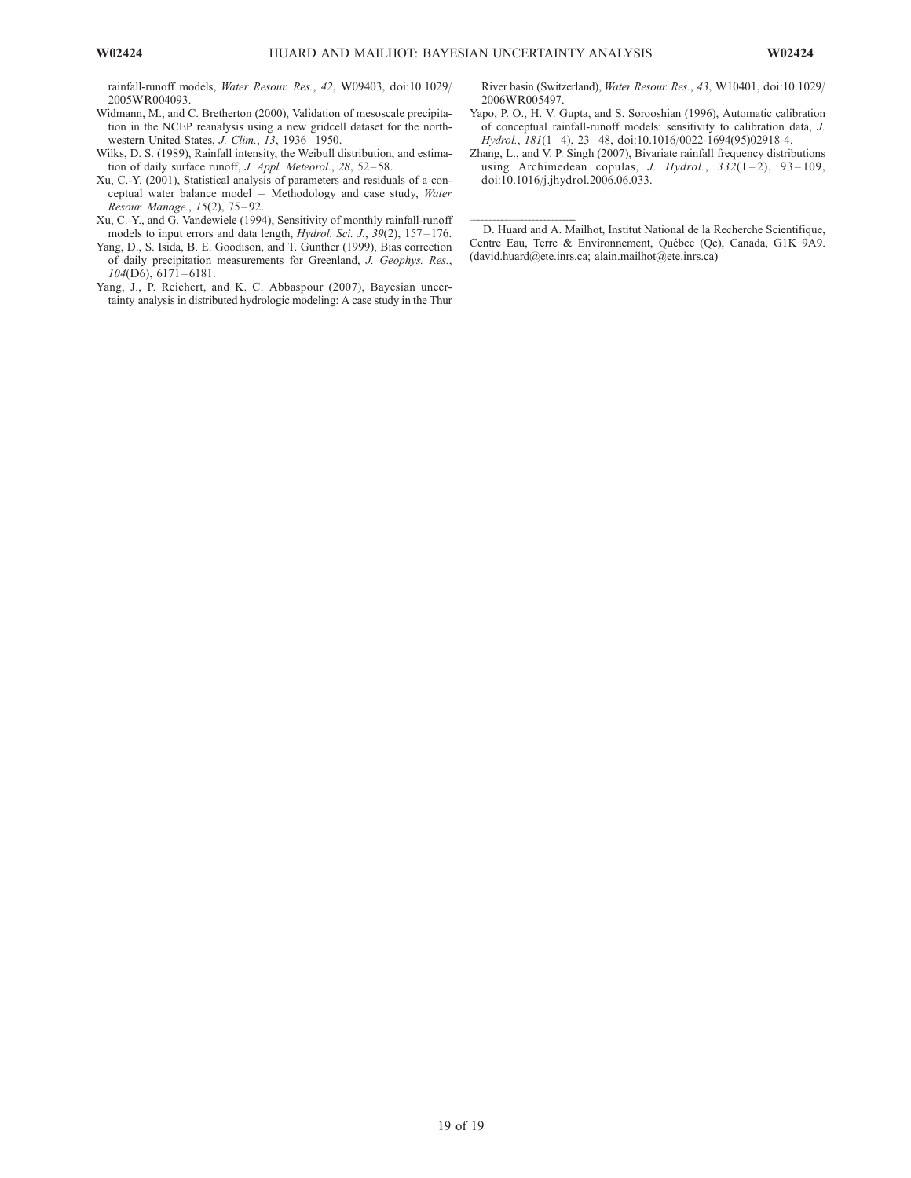rainfall-runoff models, *Water Resour. Res.*, *42*, W09403, doi:10.1029/2005WR004093.

Widmann, M., and C. Bretherton (2000), Validation of mesoscale precipitation in the NCEP reanalysis using a new gridcell dataset for the northwestern United States, *J. Clim.*, *13*, 1936–1950.

Wilks, D. S. (1989), Rainfall intensity, the Weibull distribution, and estimation of daily surface runoff, *J. Appl. Meteorol.*, *28*, 52–58.

Xu, C.-Y. (2001), Statistical analysis of parameters and residuals of a conceptual water balance model – Methodology and case study, *Water Resour. Manage.*, *15*(2), 75–92.

Xu, C.-Y., and G. Vandewiele (1994), Sensitivity of monthly rainfall-runoff models to input errors and data length, *Hydrol. Sci. J.*, *39*(2), 157–176.

Yang, D., S. Isida, B. E. Goodison, and T. Gunther (1999), Bias correction of daily precipitation measurements for Greenland, *J. Geophys. Res.*, *104*(D6), 6171–6181.

Yang, J., P. Reichert, and K. C. Abbaspour (2007), Bayesian uncertainty analysis in distributed hydrologic modeling: A case study in the Thur River basin (Switzerland), *Water Resour. Res.*, *43*, W10401, doi:10.1029/2006WR005497.

Yapo, P. O., H. V. Gupta, and S. Sorooshian (1996), Automatic calibration of conceptual rainfall-runoff models: sensitivity to calibration data, *J. Hydrol.*, *181*(1–4), 23–48, doi:10.1016/0022-1694(95)02918-4.

Zhang, L., and V. P. Singh (2007), Bivariate rainfall frequency distributions using Archimedean copulas, *J. Hydrol.*, *332*(1–2), 93–109, doi:10.1016/j.jhydrol.2006.06.033.

---

D. Huard and A. Mailhot, Institut National de la Recherche Scientifique, Centre Eau, Terre & Environnement, Québec (Qc), Canada, G1K 9A9. (david.huard@ete.inrs.ca; alain.mailhot@ete.inrs.ca)